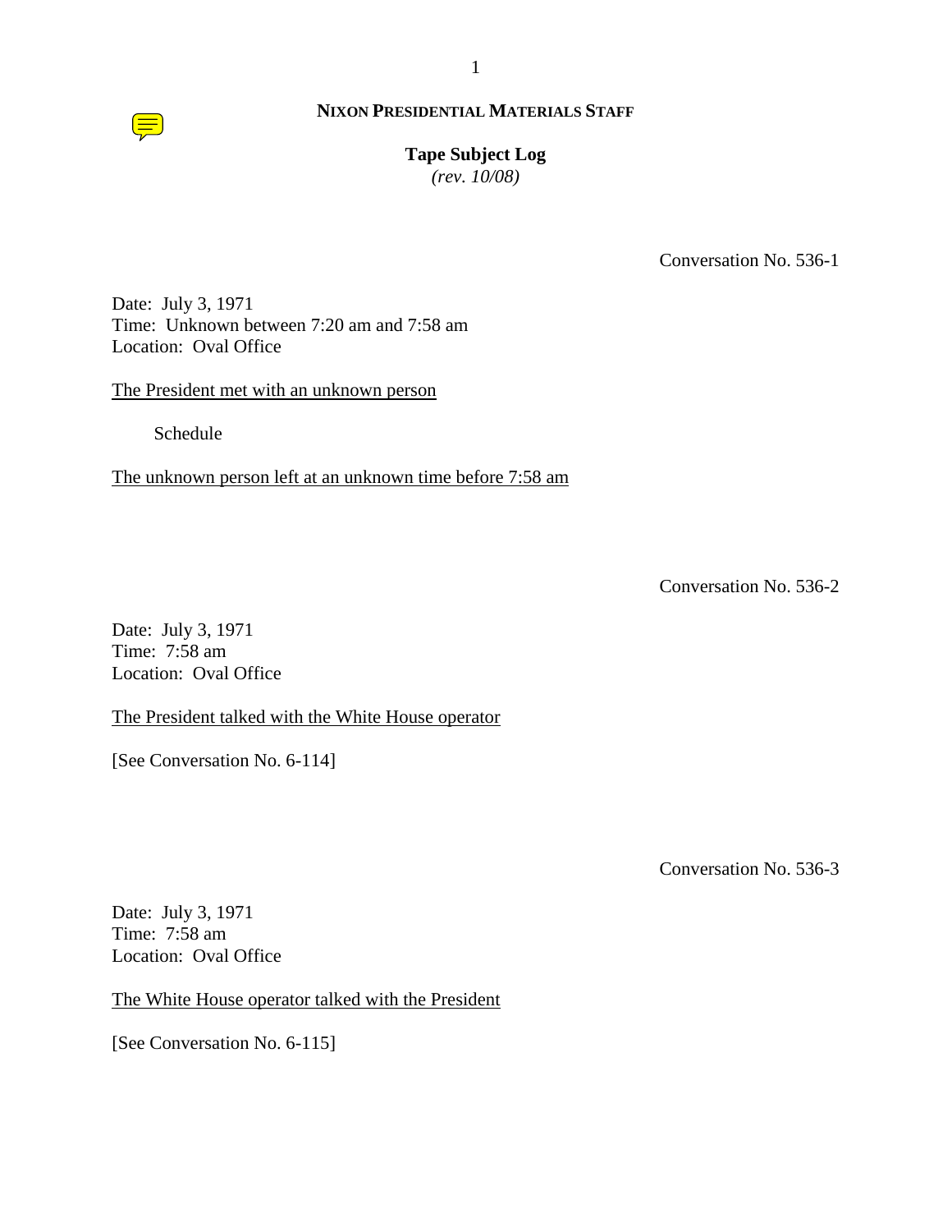**NIXON PRESIDENTIAL MATERIALS STAFF**

**Tape Subject Log**
*(rev. 10/08)*

Conversation No. 536-1

Date: July 3, 1971
Time: Unknown between 7:20 am and 7:58 am
Location: Oval Office

The President met with an unknown person

Schedule

The unknown person left at an unknown time before 7:58 am

Conversation No. 536-2

Date: July 3, 1971
Time: 7:58 am
Location: Oval Office

The President talked with the White House operator

[See Conversation No. 6-114]

Conversation No. 536-3

Date: July 3, 1971
Time: 7:58 am
Location: Oval Office

The White House operator talked with the President

[See Conversation No. 6-115]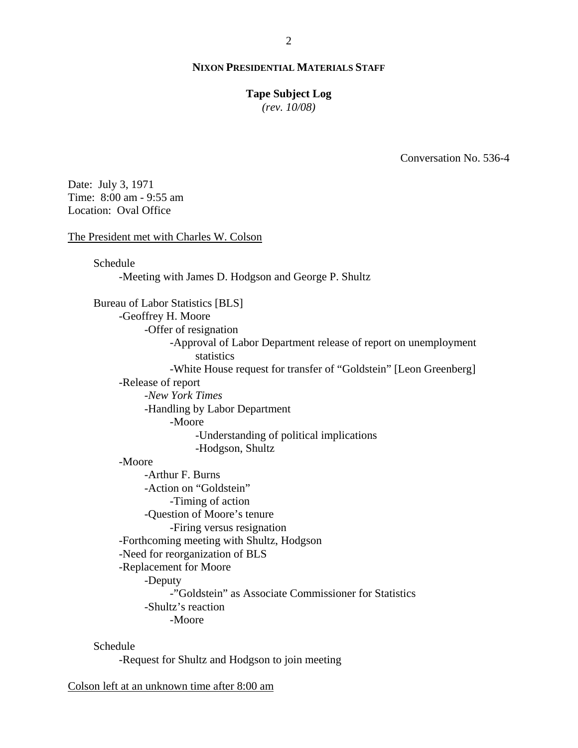**NIXON PRESIDENTIAL MATERIALS STAFF**

**Tape Subject Log**
*(rev. 10/08)*

Conversation No. 536-4

Date: July 3, 1971
Time: 8:00 am - 9:55 am
Location: Oval Office

The President met with Charles W. Colson

- Schedule
    - -Meeting with James D. Hodgson and George P. Shultz
- Bureau of Labor Statistics [BLS]
    - -Geoffrey H. Moore
        - -Offer of resignation
            - -Approval of Labor Department release of report on unemployment statistics
            - -White House request for transfer of "Goldstein" [Leon Greenberg]
    - -Release of report
        - -*New York Times*
        - -Handling by Labor Department
            - -Moore
                - -Understanding of political implications
                - -Hodgson, Shultz
    - -Moore
        - -Arthur F. Burns
        - -Action on "Goldstein"
            - -Timing of action
        - -Question of Moore's tenure
            - -Firing versus resignation
    - -Forthcoming meeting with Shultz, Hodgson
    - -Need for reorganization of BLS
    - -Replacement for Moore
        - -Deputy
            - -"Goldstein" as Associate Commissioner for Statistics
        - -Shultz's reaction
            - -Moore
- Schedule
    - -Request for Shultz and Hodgson to join meeting

Colson left at an unknown time after 8:00 am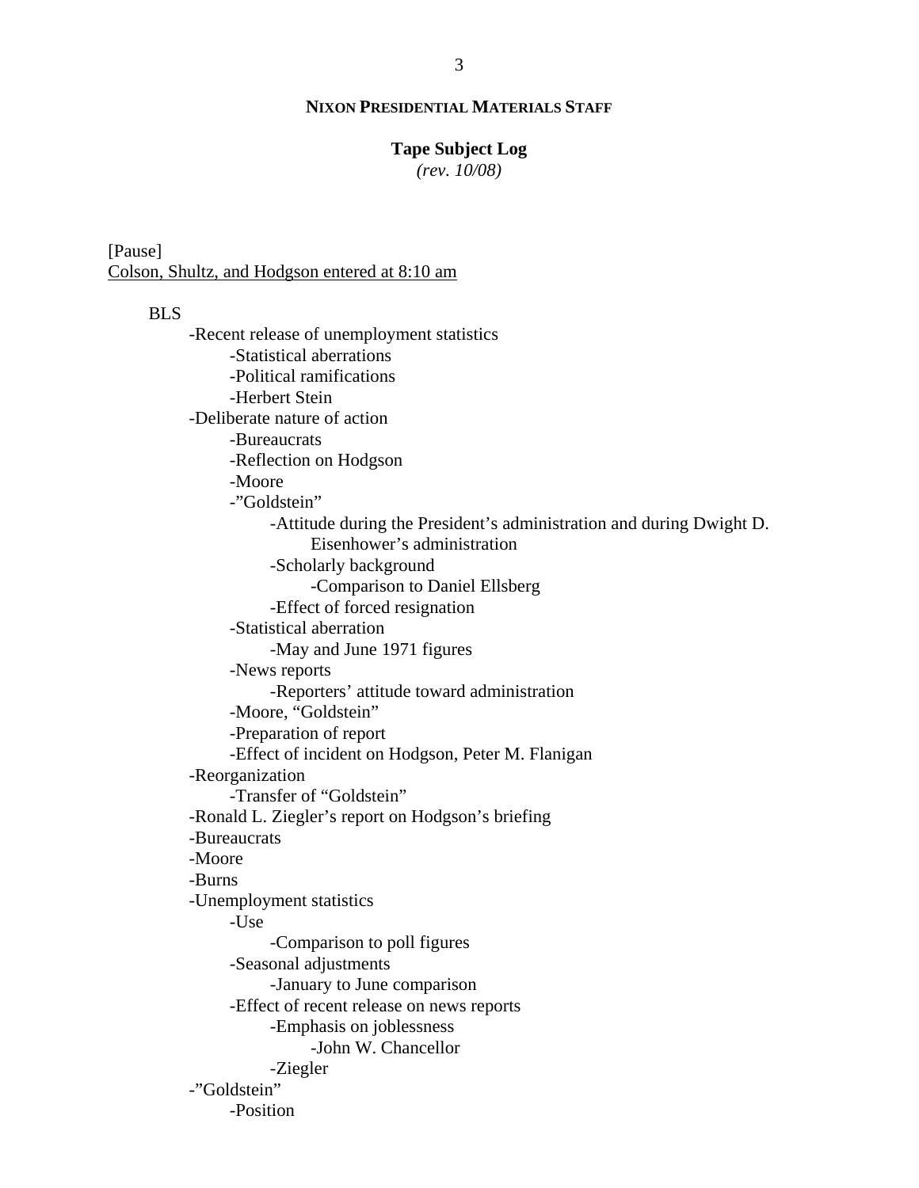**NIXON PRESIDENTIAL MATERIALS STAFF**

**Tape Subject Log**

*(rev. 10/08)*

[Pause]

Colson, Shultz, and Hodgson entered at 8:10 am

- BLS
  - -Recent release of unemployment statistics
    - -Statistical aberrations
    - -Political ramifications
    - -Herbert Stein
  - -Deliberate nature of action
    - -Bureaucrats
    - -Reflection on Hodgson
    - -Moore
    - -"Goldstein"
      - -Attitude during the President's administration and during Dwight D. Eisenhower's administration
      - -Scholarly background
        - -Comparison to Daniel Ellsberg
      - -Effect of forced resignation
    - -Statistical aberration
      - -May and June 1971 figures
    - -News reports
      - -Reporters' attitude toward administration
    - -Moore, "Goldstein"
    - -Preparation of report
    - -Effect of incident on Hodgson, Peter M. Flanigan
  - -Reorganization
    - -Transfer of "Goldstein"
  - -Ronald L. Ziegler's report on Hodgson's briefing
  - -Bureaucrats
  - -Moore
  - -Burns
  - -Unemployment statistics
    - -Use
      - -Comparison to poll figures
    - -Seasonal adjustments
      - -January to June comparison
    - -Effect of recent release on news reports
      - -Emphasis on joblessness
        - -John W. Chancellor
      - -Ziegler
  - -"Goldstein"
    - -Position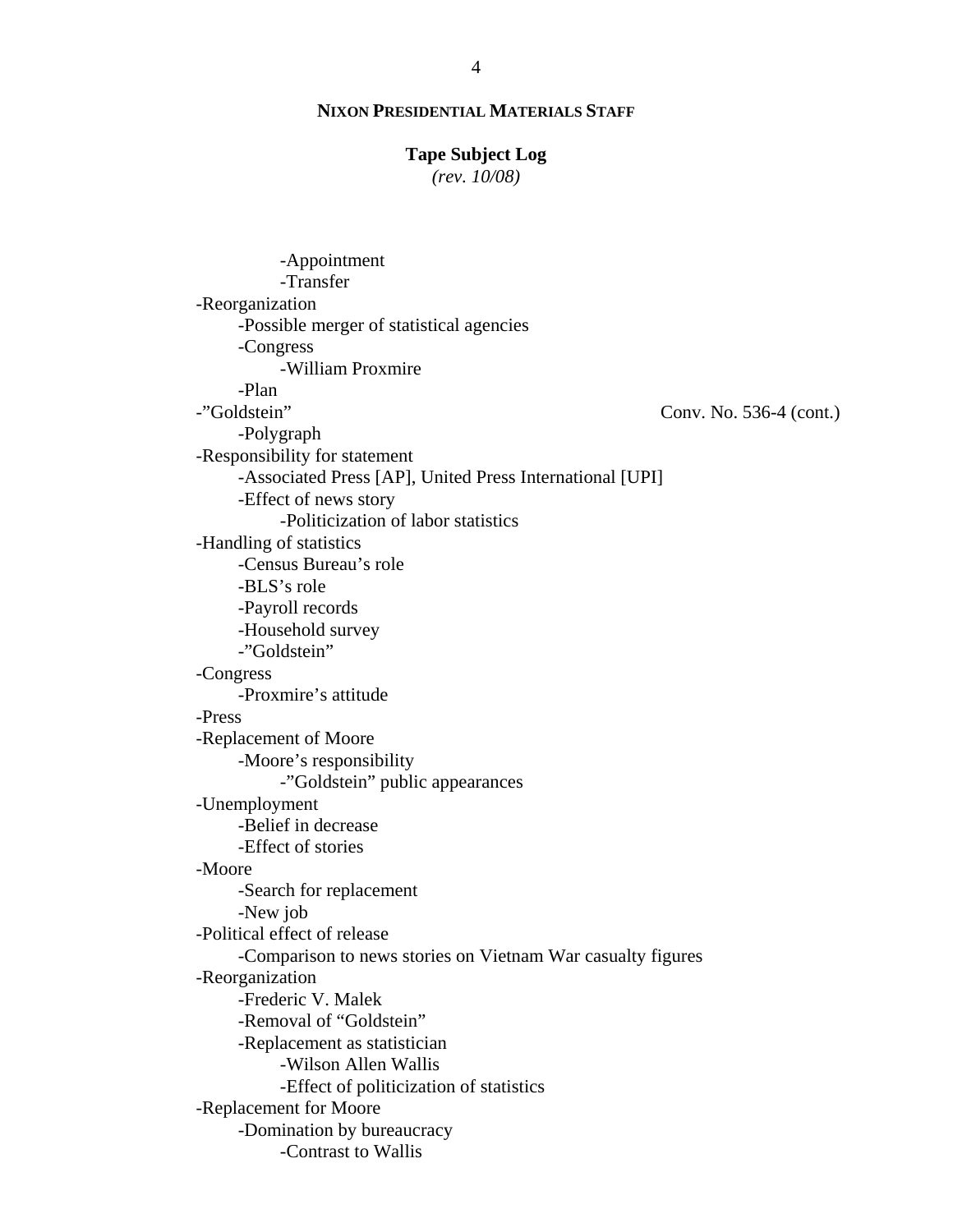**NIXON PRESIDENTIAL MATERIALS STAFF**

**Tape Subject Log**
*(rev. 10/08)*

- -Appointment
- -Transfer

-Reorganization
- -Possible merger of statistical agencies
- -Congress
  - -William Proxmire
- -Plan

-"Goldstein" Conv. No. 536-4 (cont.)
- -Polygraph

-Responsibility for statement
- -Associated Press [AP], United Press International [UPI]
- -Effect of news story
  - -Politicization of labor statistics

-Handling of statistics
- -Census Bureau's role
- -BLS's role
- -Payroll records
- -Household survey
- -"Goldstein"

-Congress
- -Proxmire's attitude

-Press

-Replacement of Moore
- -Moore's responsibility
  - -"Goldstein" public appearances

-Unemployment
- -Belief in decrease
- -Effect of stories

-Moore
- -Search for replacement
- -New job

-Political effect of release
- -Comparison to news stories on Vietnam War casualty figures

-Reorganization
- -Frederic V. Malek
- -Removal of "Goldstein"
- -Replacement as statistician
  - -Wilson Allen Wallis
  - -Effect of politicization of statistics

-Replacement for Moore
- -Domination by bureaucracy
  - -Contrast to Wallis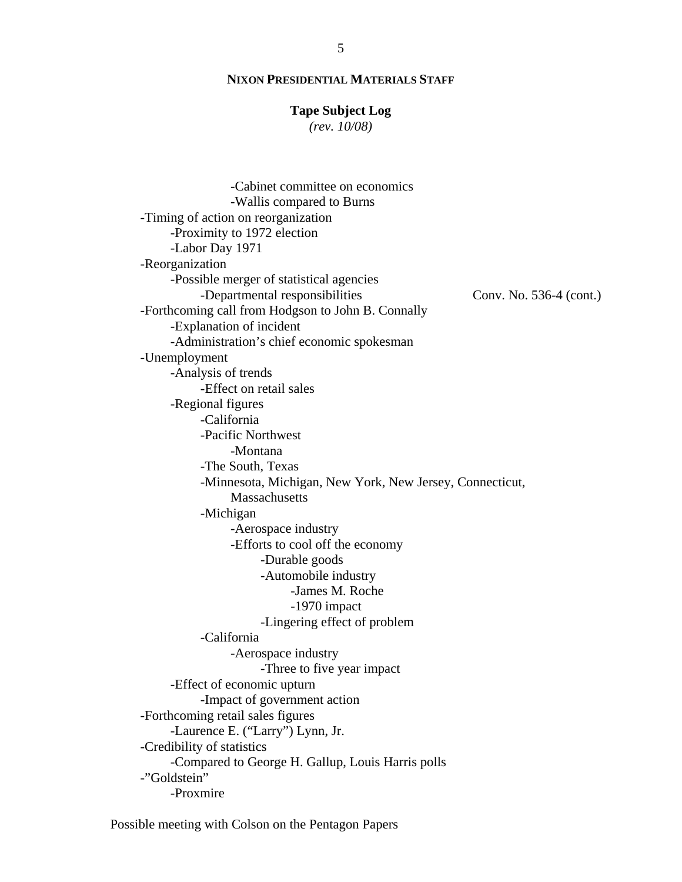**NIXON PRESIDENTIAL MATERIALS STAFF**

**Tape Subject Log**
*(rev. 10/08)*

- -Cabinet committee on economics
- -Wallis compared to Burns

-Timing of action on reorganization
- -Proximity to 1972 election
- -Labor Day 1971

-Reorganization
- -Possible merger of statistical agencies
  - -Departmental responsibilities — Conv. No. 536-4 (cont.)

-Forthcoming call from Hodgson to John B. Connally
- -Explanation of incident
- -Administration's chief economic spokesman

-Unemployment
- -Analysis of trends
  - -Effect on retail sales
- -Regional figures
  - -California
  - -Pacific Northwest
    - -Montana
  - -The South, Texas
  - -Minnesota, Michigan, New York, New Jersey, Connecticut, Massachusetts
  - -Michigan
    - -Aerospace industry
    - -Efforts to cool off the economy
      - -Durable goods
      - -Automobile industry
        - -James M. Roche
        - -1970 impact
      - -Lingering effect of problem
  - -California
    - -Aerospace industry
      - -Three to five year impact
- -Effect of economic upturn
  - -Impact of government action

-Forthcoming retail sales figures
- -Laurence E. ("Larry") Lynn, Jr.

-Credibility of statistics
- -Compared to George H. Gallup, Louis Harris polls

-"Goldstein"
- -Proxmire

Possible meeting with Colson on the Pentagon Papers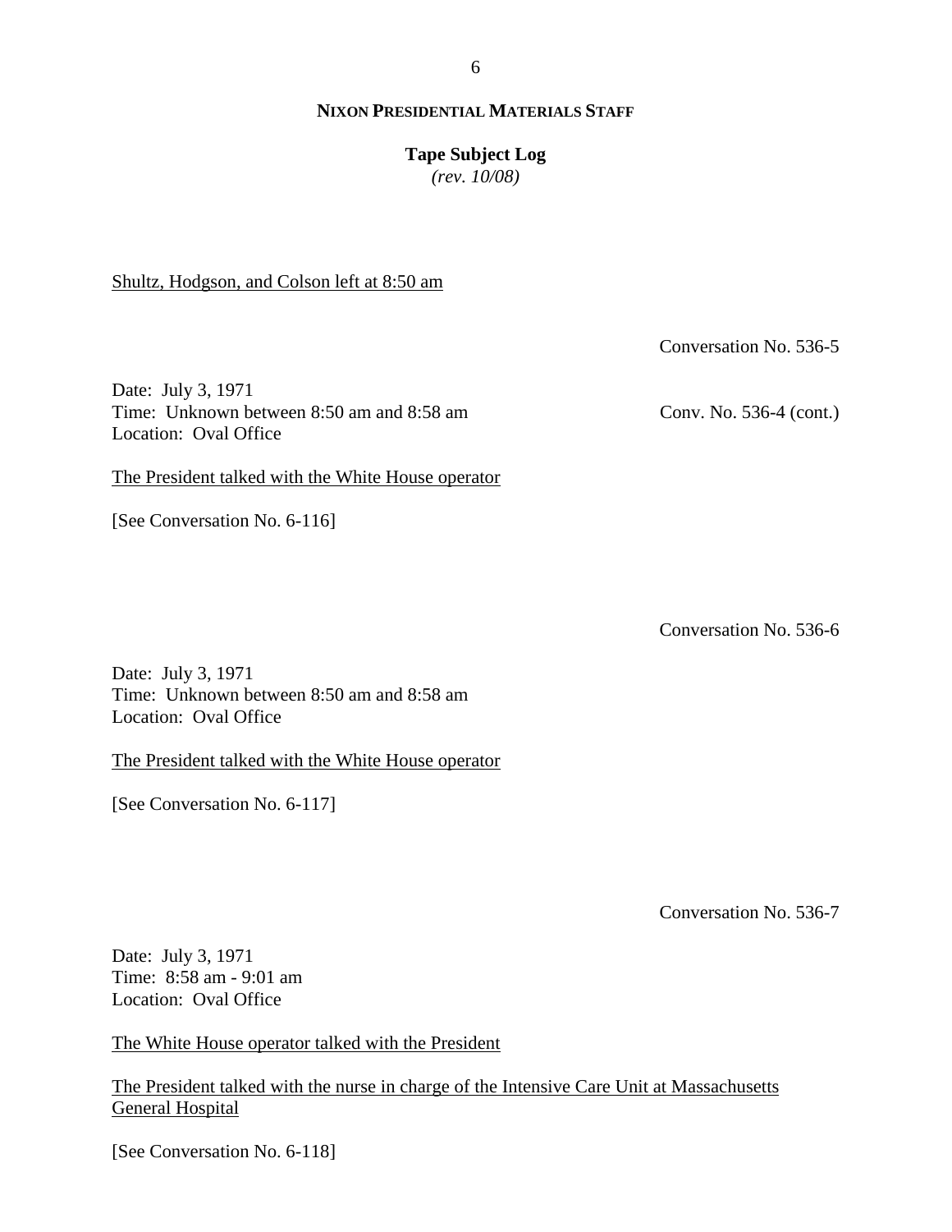Shultz, Hodgson, and Colson left at 8:50 am

Conversation No. 536-5

Date: July 3, 1971
Time: Unknown between 8:50 am and 8:58 am
Location: Oval Office

Conv. No. 536-4 (cont.)

The President talked with the White House operator

[See Conversation No. 6-116]

Conversation No. 536-6

Date: July 3, 1971
Time: Unknown between 8:50 am and 8:58 am
Location: Oval Office

The President talked with the White House operator

[See Conversation No. 6-117]

Conversation No. 536-7

Date: July 3, 1971
Time: 8:58 am - 9:01 am
Location: Oval Office

The White House operator talked with the President

The President talked with the nurse in charge of the Intensive Care Unit at Massachusetts General Hospital

[See Conversation No. 6-118]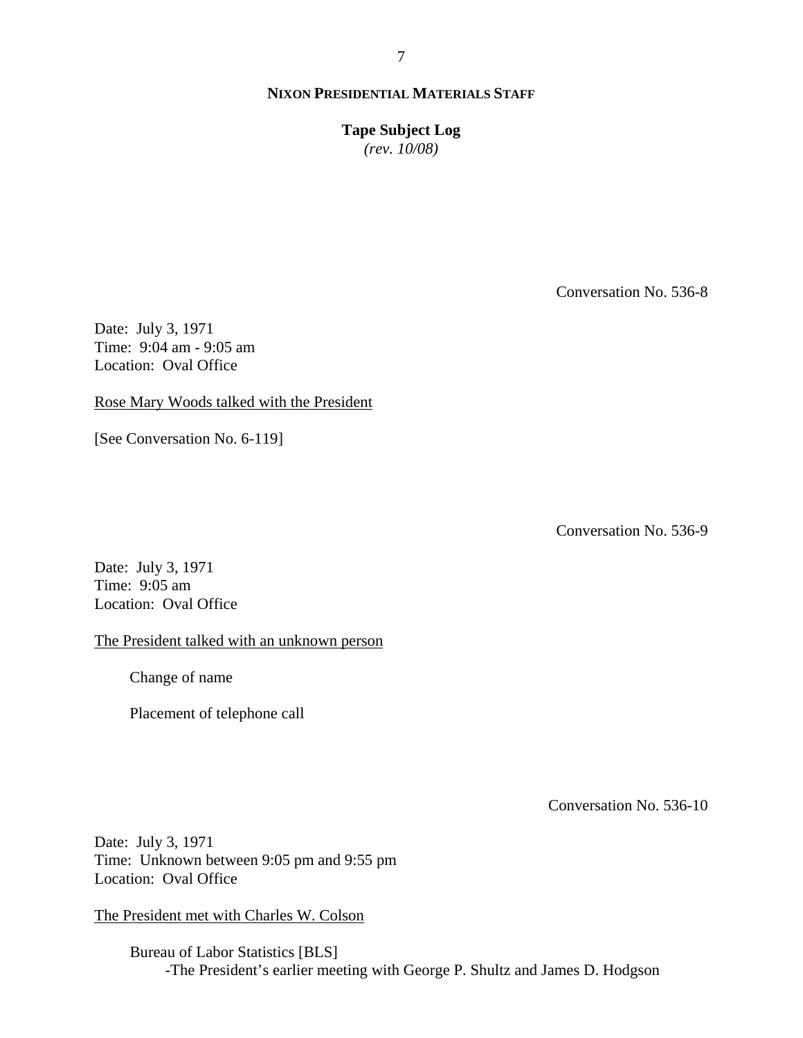Conversation No. 536-8

Date: July 3, 1971
Time: 9:04 am - 9:05 am
Location: Oval Office

Rose Mary Woods talked with the President

[See Conversation No. 6-119]

Conversation No. 536-9

Date: July 3, 1971
Time: 9:05 am
Location: Oval Office

The President talked with an unknown person

Change of name

Placement of telephone call

Conversation No. 536-10

Date: July 3, 1971
Time: Unknown between 9:05 pm and 9:55 pm
Location: Oval Office

The President met with Charles W. Colson

Bureau of Labor Statistics [BLS]
- -The President's earlier meeting with George P. Shultz and James D. Hodgson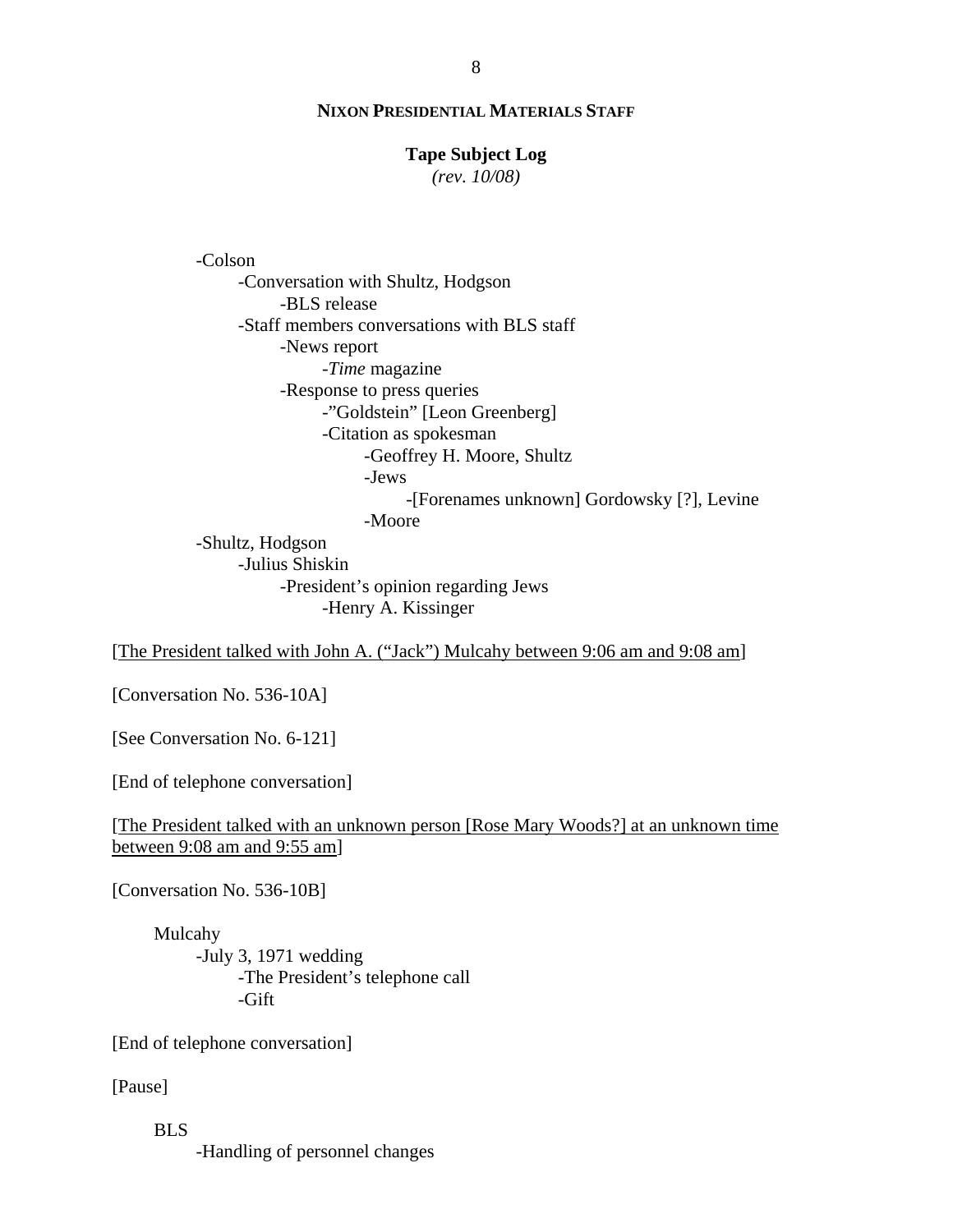- Colson
    - Conversation with Shultz, Hodgson
        - BLS release
    - Staff members conversations with BLS staff
        - News report
            - *Time* magazine
        - Response to press queries
            - "Goldstein" [Leon Greenberg]
            - Citation as spokesman
                - Geoffrey H. Moore, Shultz
                - Jews
                    - [Forenames unknown] Gordowsky [?], Levine
                - Moore
- Shultz, Hodgson
    - Julius Shiskin
        - President's opinion regarding Jews
            - Henry A. Kissinger

[<u>The President talked with John A. ("Jack") Mulcahy between 9:06 am and 9:08 am</u>]

[Conversation No. 536-10A]

[See Conversation No. 6-121]

[End of telephone conversation]

[<u>The President talked with an unknown person [Rose Mary Woods?] at an unknown time between 9:08 am and 9:55 am</u>]

[Conversation No. 536-10B]

Mulcahy
- July 3, 1971 wedding
    - The President's telephone call
    - Gift

[End of telephone conversation]

[Pause]

BLS
- Handling of personnel changes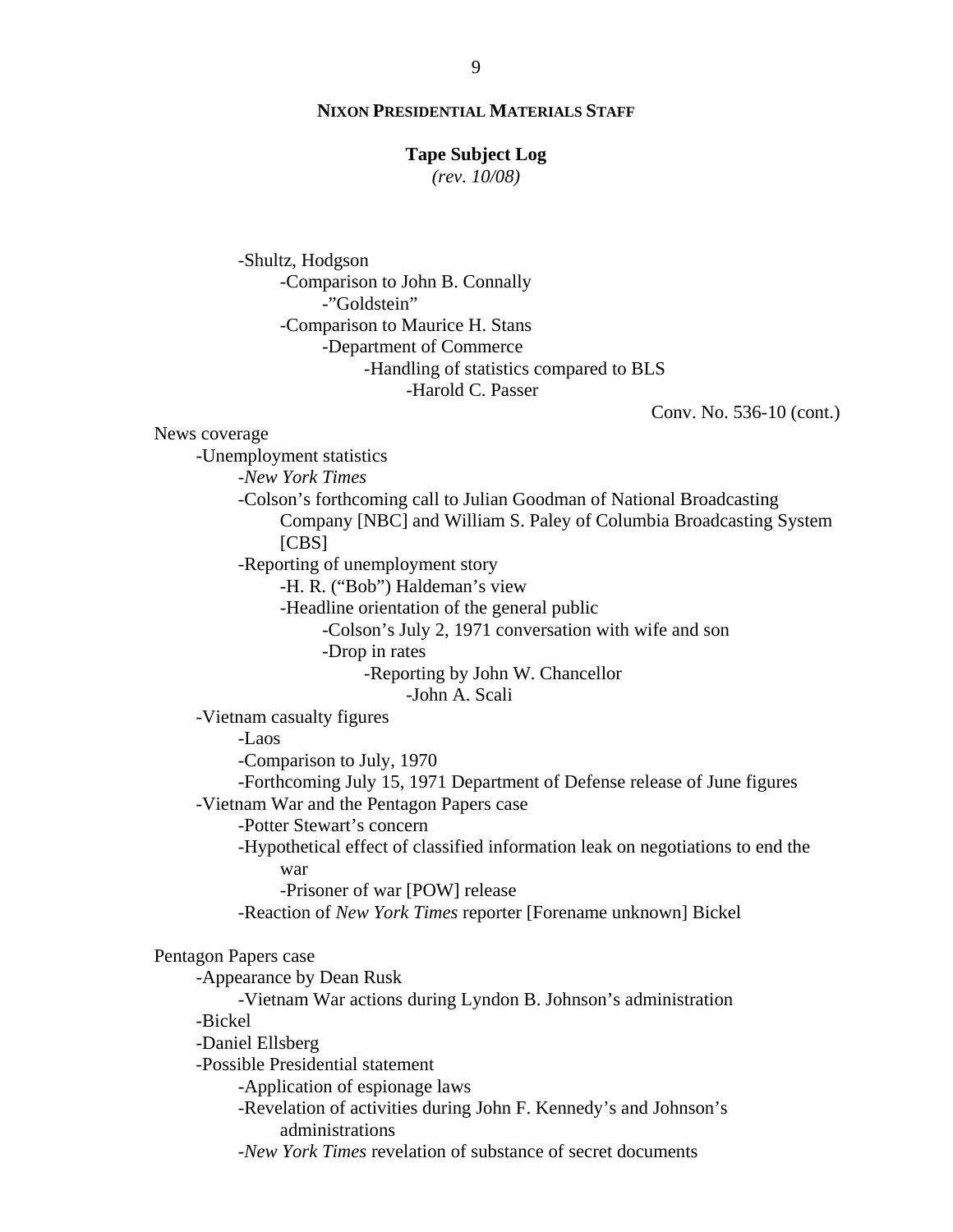-Shultz, Hodgson
    -Comparison to John B. Connally
        -"Goldstein"
    -Comparison to Maurice H. Stans
        -Department of Commerce
            -Handling of statistics compared to BLS
                -Harold C. Passer

Conv. No. 536-10 (cont.)

News coverage
- -Unemployment statistics
    - -*New York Times*
    - -Colson's forthcoming call to Julian Goodman of National Broadcasting Company [NBC] and William S. Paley of Columbia Broadcasting System [CBS]
    - -Reporting of unemployment story
        - -H. R. ("Bob") Haldeman's view
        - -Headline orientation of the general public
            - -Colson's July 2, 1971 conversation with wife and son
            - -Drop in rates
                - -Reporting by John W. Chancellor
                    - -John A. Scali
- -Vietnam casualty figures
    - -Laos
    - -Comparison to July, 1970
    - -Forthcoming July 15, 1971 Department of Defense release of June figures
- -Vietnam War and the Pentagon Papers case
    - -Potter Stewart's concern
    - -Hypothetical effect of classified information leak on negotiations to end the war
        - -Prisoner of war [POW] release
    - -Reaction of *New York Times* reporter [Forename unknown] Bickel

Pentagon Papers case
- -Appearance by Dean Rusk
    - -Vietnam War actions during Lyndon B. Johnson's administration
- -Bickel
- -Daniel Ellsberg
- -Possible Presidential statement
    - -Application of espionage laws
    - -Revelation of activities during John F. Kennedy's and Johnson's administrations
    - -*New York Times* revelation of substance of secret documents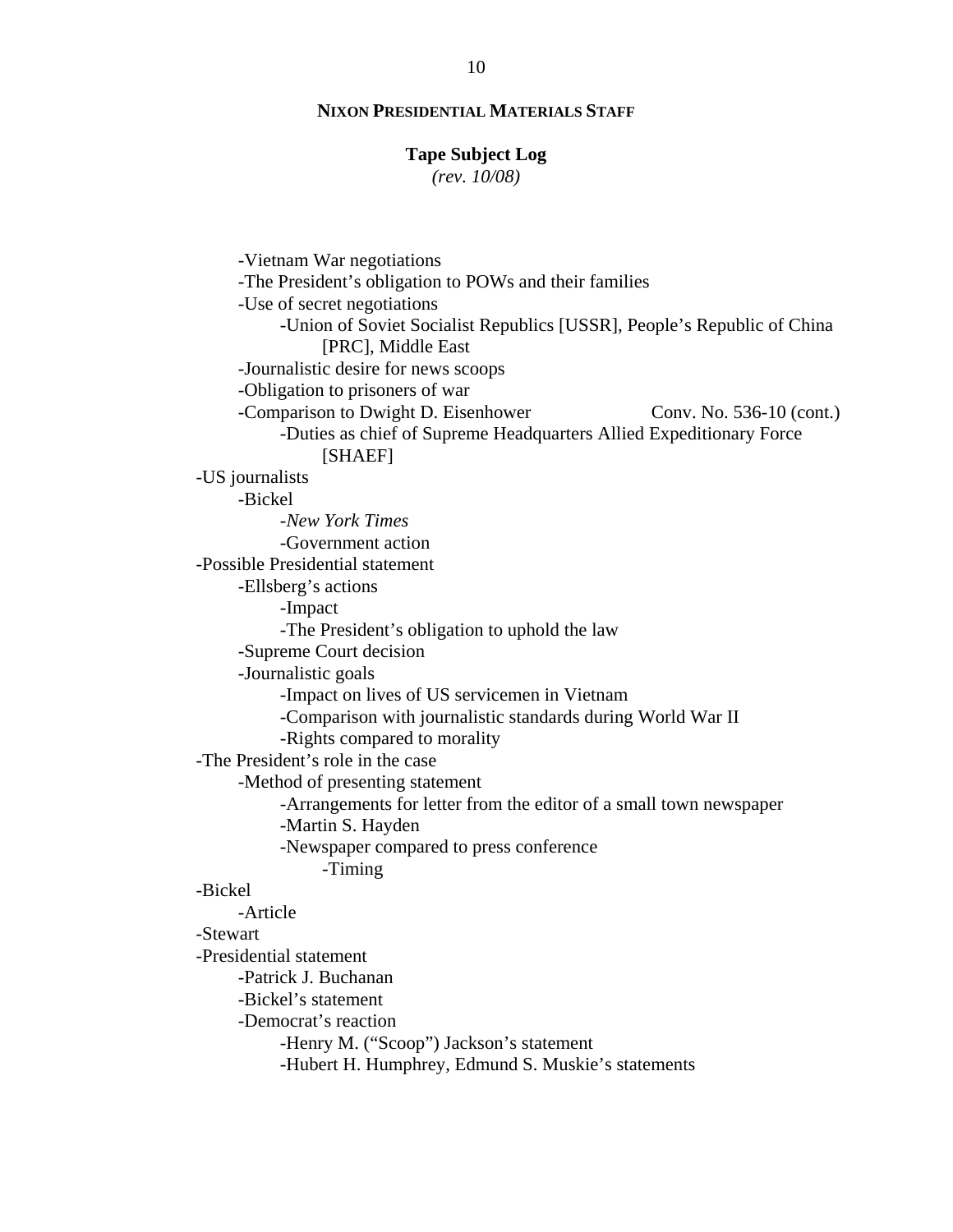**NIXON PRESIDENTIAL MATERIALS STAFF**

**Tape Subject Log**
*(rev. 10/08)*

- -Vietnam War negotiations
- -The President's obligation to POWs and their families
- -Use of secret negotiations
    - -Union of Soviet Socialist Republics [USSR], People's Republic of China [PRC], Middle East
- -Journalistic desire for news scoops
- -Obligation to prisoners of war
- -Comparison to Dwight D. Eisenhower — Conv. No. 536-10 (cont.)
    - -Duties as chief of Supreme Headquarters Allied Expeditionary Force [SHAEF]

-US journalists
- -Bickel
    - -*New York Times*
    - -Government action

-Possible Presidential statement
- -Ellsberg's actions
    - -Impact
    - -The President's obligation to uphold the law
- -Supreme Court decision
- -Journalistic goals
    - -Impact on lives of US servicemen in Vietnam
    - -Comparison with journalistic standards during World War II
    - -Rights compared to morality

-The President's role in the case
- -Method of presenting statement
    - -Arrangements for letter from the editor of a small town newspaper
    - -Martin S. Hayden
    - -Newspaper compared to press conference
        - -Timing

-Bickel
- -Article

-Stewart

-Presidential statement
- -Patrick J. Buchanan
- -Bickel's statement
- -Democrat's reaction
    - -Henry M. ("Scoop") Jackson's statement
    - -Hubert H. Humphrey, Edmund S. Muskie's statements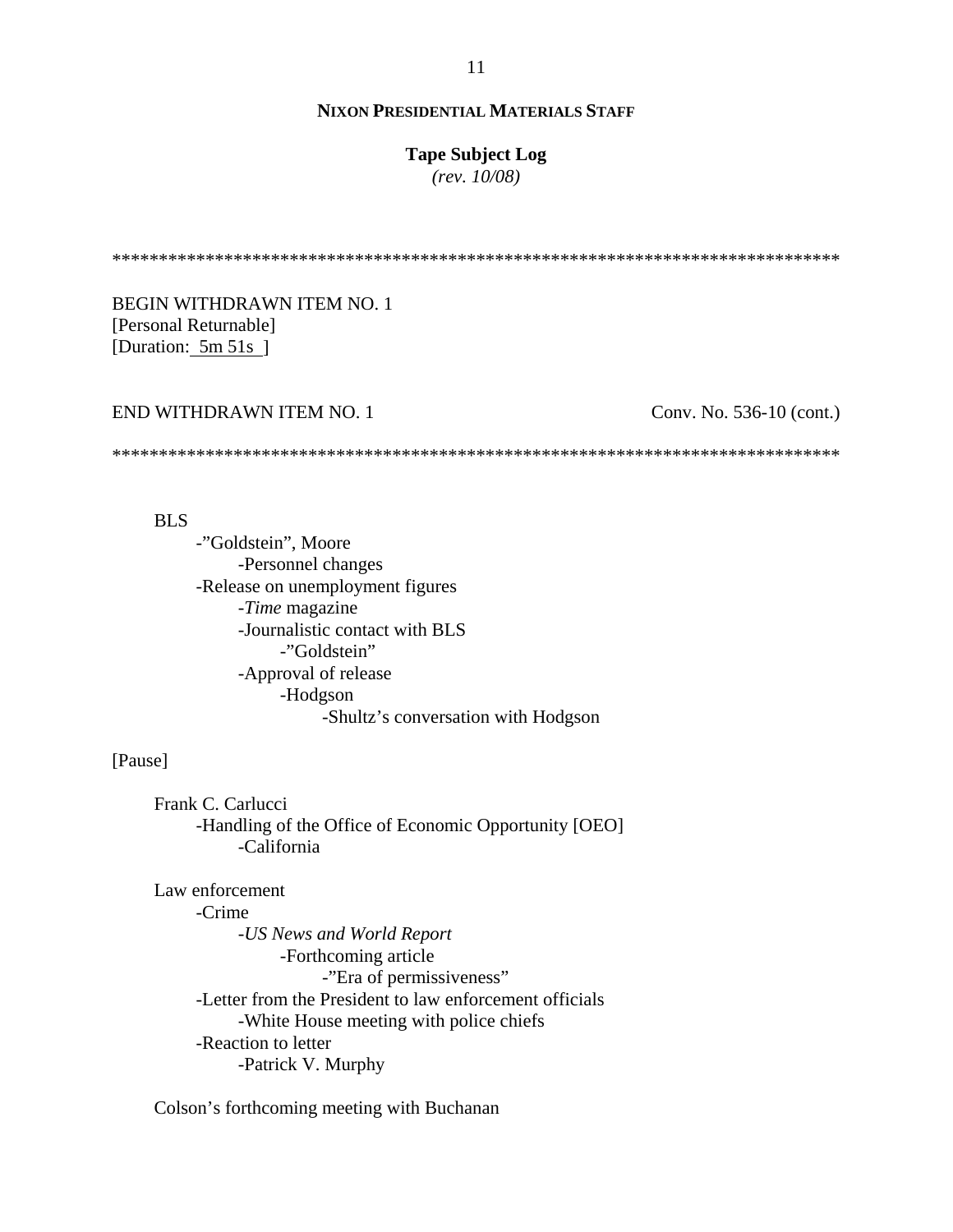**NIXON PRESIDENTIAL MATERIALS STAFF**

**Tape Subject Log**
*(rev. 10/08)*

******************************************************************************

BEGIN WITHDRAWN ITEM NO. 1
[Personal Returnable]
[Duration: 5m 51s ]

END WITHDRAWN ITEM NO. 1 Conv. No. 536-10 (cont.)

******************************************************************************

BLS
- -"Goldstein", Moore
  - -Personnel changes
- -Release on unemployment figures
  - -*Time* magazine
  - -Journalistic contact with BLS
    - -"Goldstein"
  - -Approval of release
    - -Hodgson
      - -Shultz's conversation with Hodgson

[Pause]

Frank C. Carlucci
- -Handling of the Office of Economic Opportunity [OEO]
  - -California

Law enforcement
- -Crime
  - -*US News and World Report*
    - -Forthcoming article
      - -"Era of permissiveness"
- -Letter from the President to law enforcement officials
  - -White House meeting with police chiefs
- -Reaction to letter
  - -Patrick V. Murphy

Colson's forthcoming meeting with Buchanan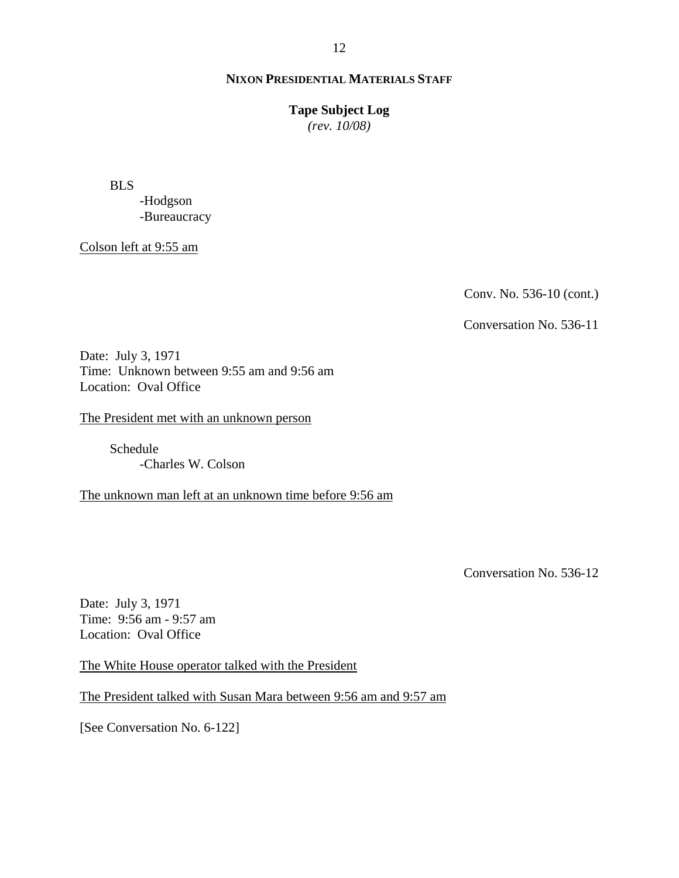BLS
- Hodgson
- Bureaucracy

<u>Colson left at 9:55 am</u>

Conv. No. 536-10 (cont.)

Conversation No. 536-11

Date: July 3, 1971
Time: Unknown between 9:55 am and 9:56 am
Location: Oval Office

<u>The President met with an unknown person</u>

Schedule
- Charles W. Colson

<u>The unknown man left at an unknown time before 9:56 am</u>

Conversation No. 536-12

Date: July 3, 1971
Time: 9:56 am - 9:57 am
Location: Oval Office

<u>The White House operator talked with the President</u>

<u>The President talked with Susan Mara between 9:56 am and 9:57 am</u>

[See Conversation No. 6-122]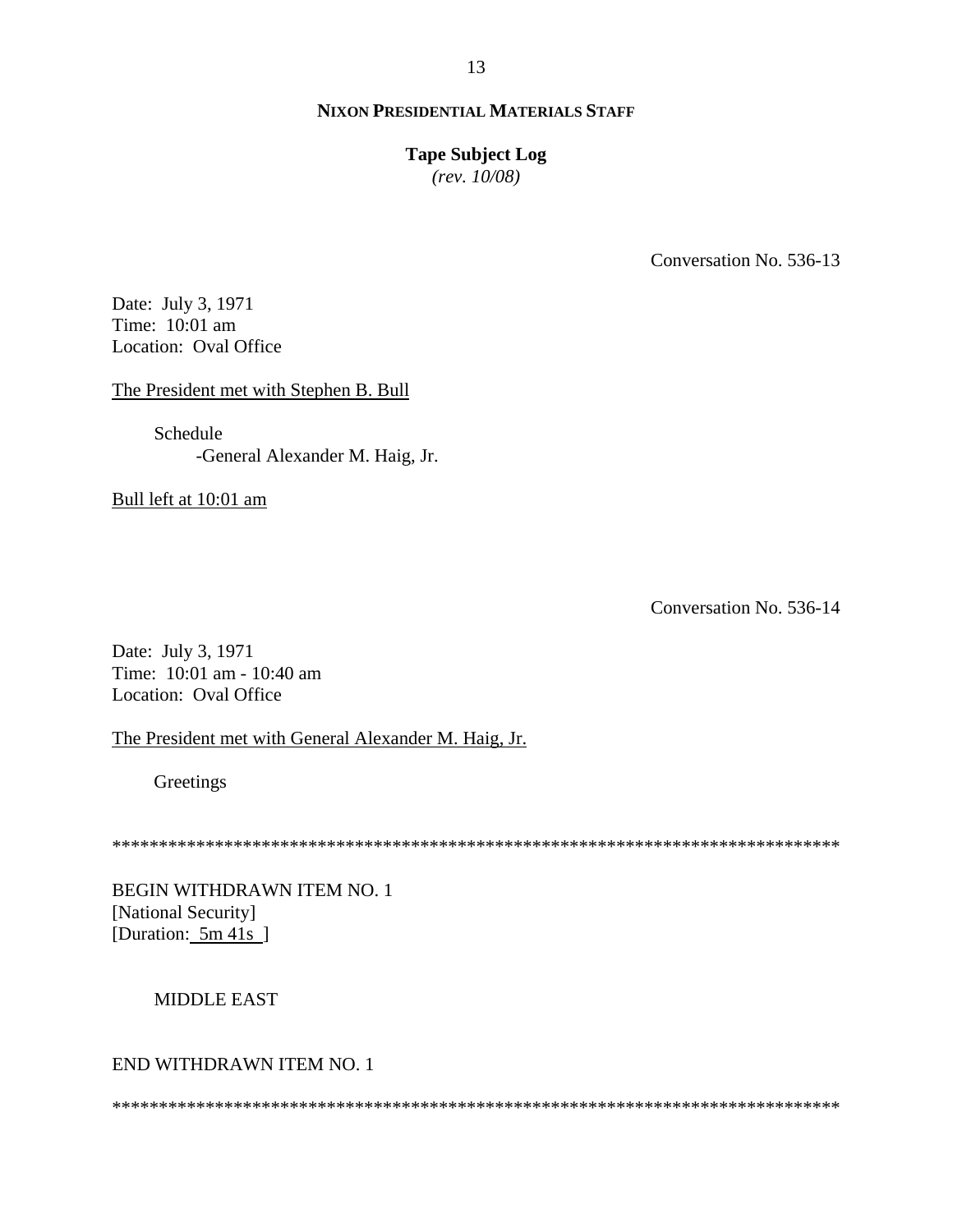**NIXON PRESIDENTIAL MATERIALS STAFF**

**Tape Subject Log**
*(rev. 10/08)*

Conversation No. 536-13

Date: July 3, 1971
Time: 10:01 am
Location: Oval Office

The President met with Stephen B. Bull

Schedule
- General Alexander M. Haig, Jr.

Bull left at 10:01 am

Conversation No. 536-14

Date: July 3, 1971
Time: 10:01 am - 10:40 am
Location: Oval Office

The President met with General Alexander M. Haig, Jr.

Greetings

*******************************************************************************

BEGIN WITHDRAWN ITEM NO. 1
[National Security]
[Duration: 5m 41s ]

MIDDLE EAST

END WITHDRAWN ITEM NO. 1

*******************************************************************************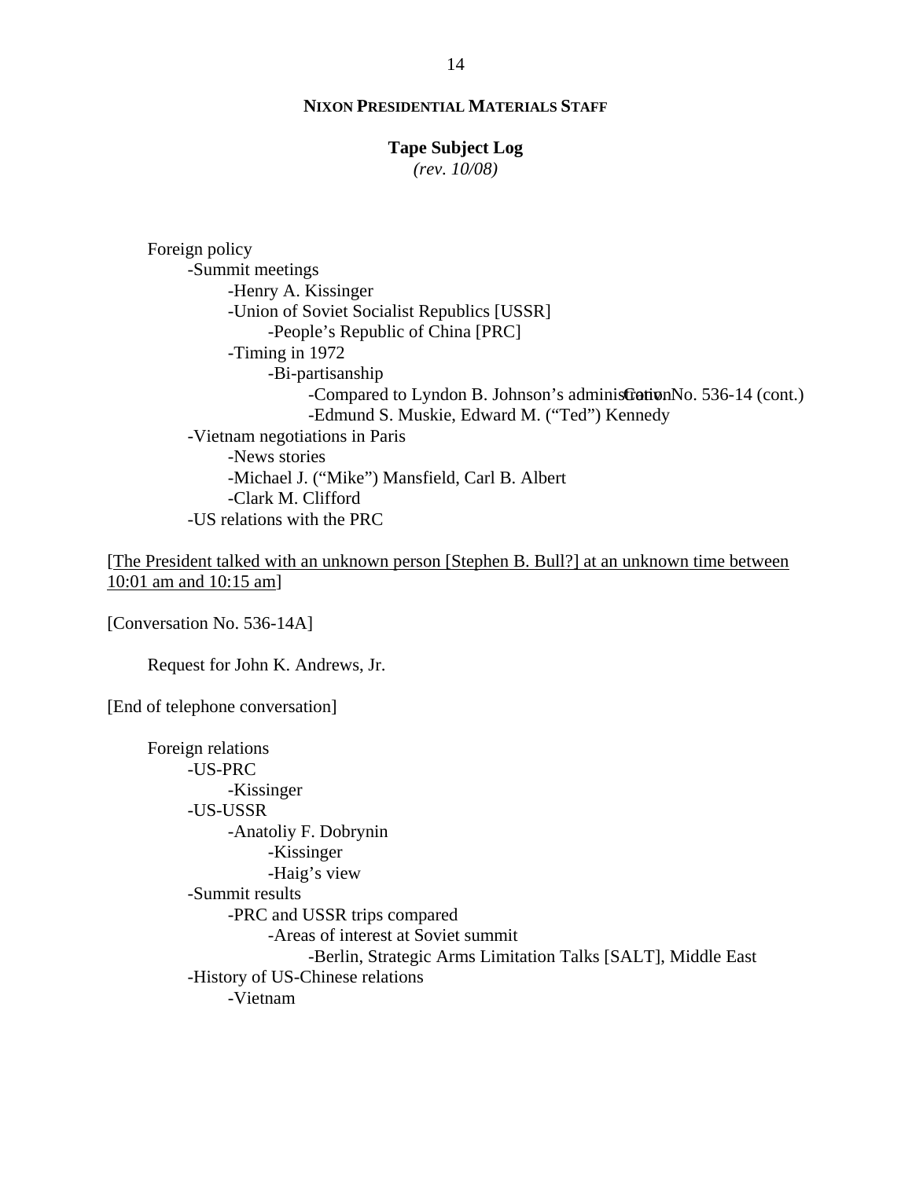Foreign policy
- -Summit meetings
  - -Henry A. Kissinger
  - -Union of Soviet Socialist Republics [USSR]
    - -People's Republic of China [PRC]
  - -Timing in 1972
    - -Bi-partisanship
      - -Compared to Lyndon B. Johnson's administration
      - -Edmund S. Muskie, Edward M. ("Ted") Kennedy
- -Vietnam negotiations in Paris
  - -News stories
  - -Michael J. ("Mike") Mansfield, Carl B. Albert
  - -Clark M. Clifford
- -US relations with the PRC

Conv. No. 536-14 (cont.)

[The President talked with an unknown person [Stephen B. Bull?] at an unknown time between 10:01 am and 10:15 am]

[Conversation No. 536-14A]

Request for John K. Andrews, Jr.

[End of telephone conversation]

Foreign relations
- -US-PRC
  - -Kissinger
- -US-USSR
  - -Anatoliy F. Dobrynin
    - -Kissinger
    - -Haig's view
- -Summit results
  - -PRC and USSR trips compared
    - -Areas of interest at Soviet summit
      - -Berlin, Strategic Arms Limitation Talks [SALT], Middle East
- -History of US-Chinese relations
  - -Vietnam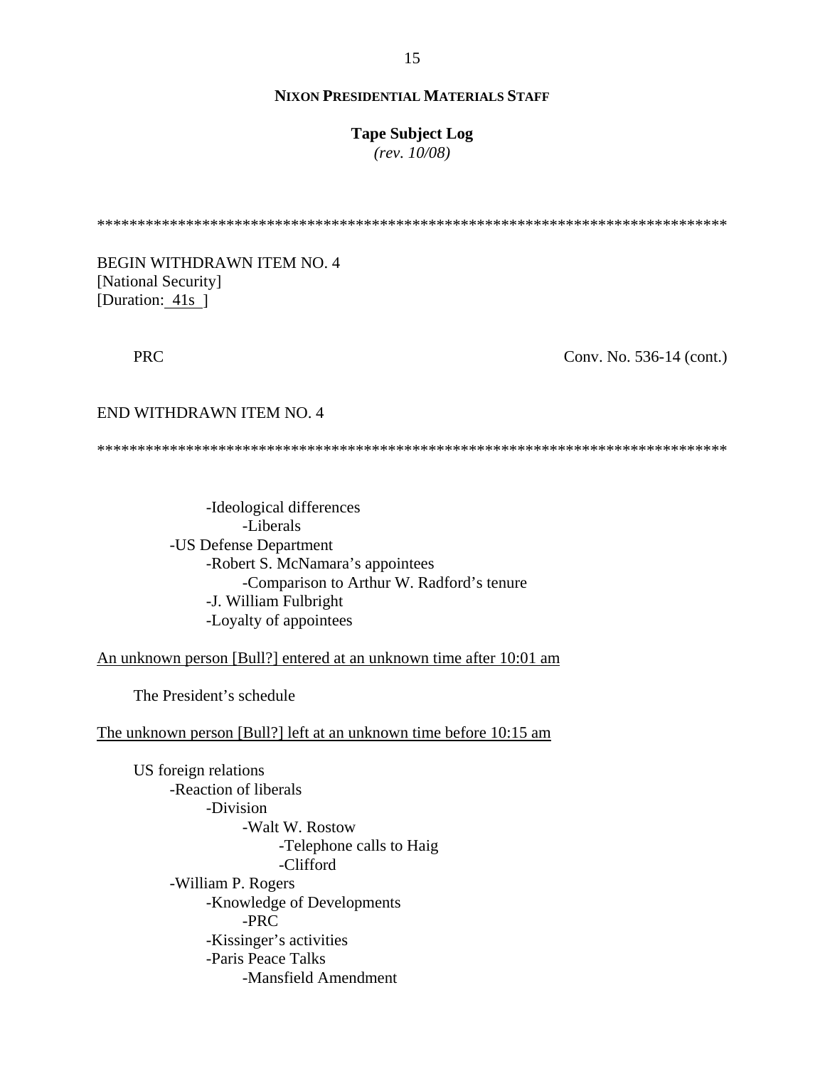**NIXON PRESIDENTIAL MATERIALS STAFF**

**Tape Subject Log**
*(rev. 10/08)*

******************************************************************************

BEGIN WITHDRAWN ITEM NO. 4
[National Security]
[Duration: 41s ]

PRC — Conv. No. 536-14 (cont.)

END WITHDRAWN ITEM NO. 4

******************************************************************************

- -Ideological differences
  - -Liberals
- -US Defense Department
  - -Robert S. McNamara's appointees
    - -Comparison to Arthur W. Radford's tenure
  - -J. William Fulbright
  - -Loyalty of appointees

An unknown person [Bull?] entered at an unknown time after 10:01 am

The President's schedule

The unknown person [Bull?] left at an unknown time before 10:15 am

US foreign relations
- -Reaction of liberals
  - -Division
    - -Walt W. Rostow
      - -Telephone calls to Haig
      - -Clifford
- -William P. Rogers
  - -Knowledge of Developments
    - -PRC
  - -Kissinger's activities
  - -Paris Peace Talks
    - -Mansfield Amendment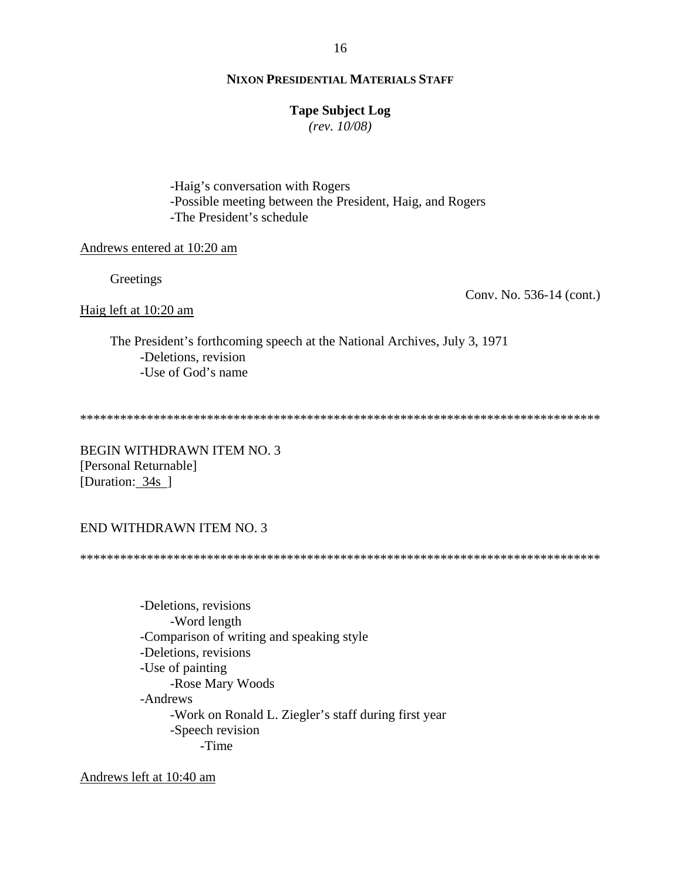**NIXON PRESIDENTIAL MATERIALS STAFF**

**Tape Subject Log**
*(rev. 10/08)*

- -Haig's conversation with Rogers
- -Possible meeting between the President, Haig, and Rogers
- -The President's schedule

Andrews entered at 10:20 am

Greetings

Conv. No. 536-14 (cont.)

Haig left at 10:20 am

The President's forthcoming speech at the National Archives, July 3, 1971
- -Deletions, revision
- -Use of God's name

********************************************************************************

BEGIN WITHDRAWN ITEM NO. 3
[Personal Returnable]
[Duration: 34s ]

END WITHDRAWN ITEM NO. 3

********************************************************************************

- -Deletions, revisions
  - -Word length
- -Comparison of writing and speaking style
- -Deletions, revisions
- -Use of painting
  - -Rose Mary Woods
- -Andrews
  - -Work on Ronald L. Ziegler's staff during first year
  - -Speech revision
    - -Time

Andrews left at 10:40 am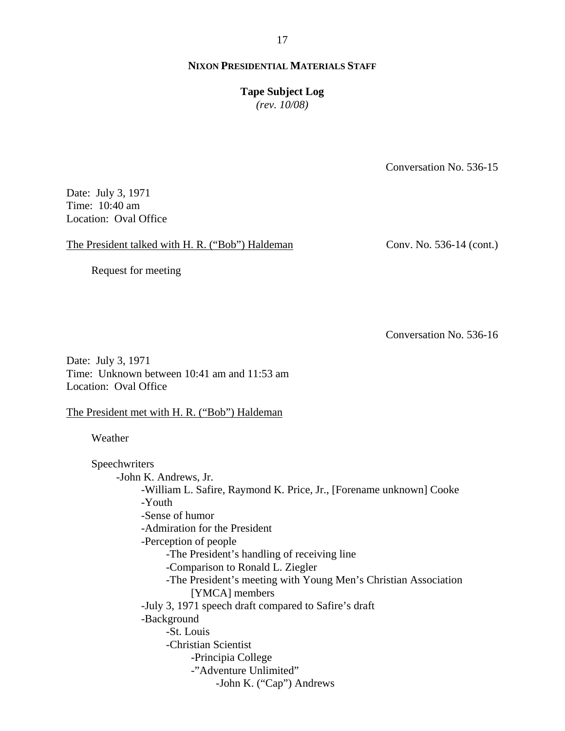**NIXON PRESIDENTIAL MATERIALS STAFF**

**Tape Subject Log**
*(rev. 10/08)*

Conversation No. 536-15

Date: July 3, 1971
Time: 10:40 am
Location: Oval Office

The President talked with H. R. ("Bob") Haldeman — Conv. No. 536-14 (cont.)

Request for meeting

Conversation No. 536-16

Date: July 3, 1971
Time: Unknown between 10:41 am and 11:53 am
Location: Oval Office

The President met with H. R. ("Bob") Haldeman

Weather

Speechwriters
- John K. Andrews, Jr.
  - William L. Safire, Raymond K. Price, Jr., [Forename unknown] Cooke
  - Youth
  - Sense of humor
  - Admiration for the President
  - Perception of people
    - The President's handling of receiving line
    - Comparison to Ronald L. Ziegler
    - The President's meeting with Young Men's Christian Association [YMCA] members
  - July 3, 1971 speech draft compared to Safire's draft
  - Background
    - St. Louis
    - Christian Scientist
      - Principia College
      - "Adventure Unlimited"
        - John K. ("Cap") Andrews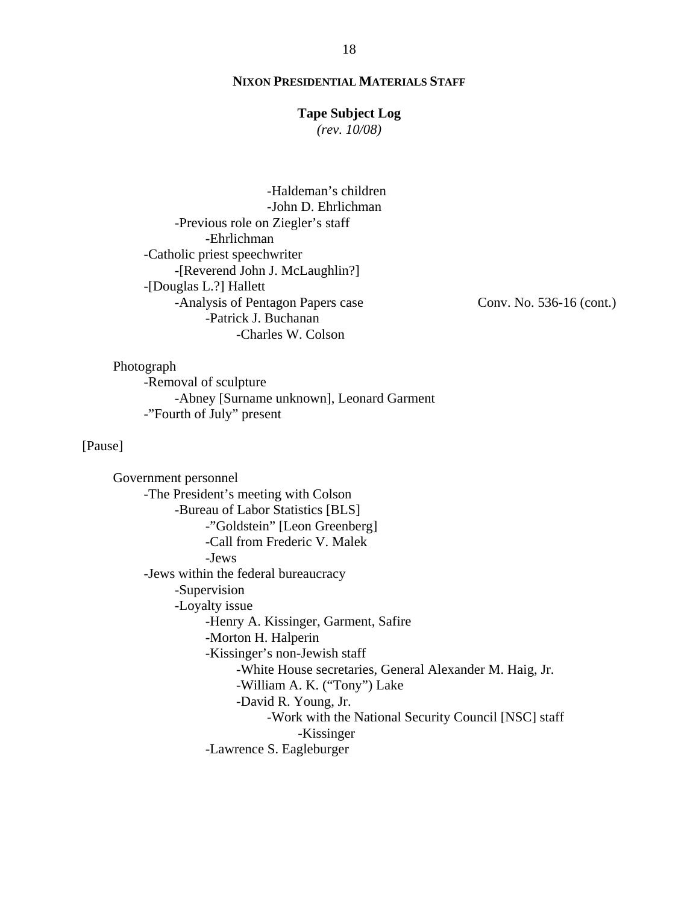**NIXON PRESIDENTIAL MATERIALS STAFF**

**Tape Subject Log**
*(rev. 10/08)*

- -Haldeman's children
- -John D. Ehrlichman
- -Previous role on Ziegler's staff
  - -Ehrlichman
- -Catholic priest speechwriter
  - -[Reverend John J. McLaughlin?]
- -[Douglas L.?] Hallett
  - -Analysis of Pentagon Papers case — Conv. No. 536-16 (cont.)
    - -Patrick J. Buchanan
      - -Charles W. Colson

Photograph
- -Removal of sculpture
  - -Abney [Surname unknown], Leonard Garment
- -"Fourth of July" present

[Pause]

Government personnel
- -The President's meeting with Colson
  - -Bureau of Labor Statistics [BLS]
    - -"Goldstein" [Leon Greenberg]
    - -Call from Frederic V. Malek
    - -Jews
- -Jews within the federal bureaucracy
  - -Supervision
  - -Loyalty issue
    - -Henry A. Kissinger, Garment, Safire
    - -Morton H. Halperin
    - -Kissinger's non-Jewish staff
      - -White House secretaries, General Alexander M. Haig, Jr.
      - -William A. K. ("Tony") Lake
      - -David R. Young, Jr.
        - -Work with the National Security Council [NSC] staff
          - -Kissinger
    - -Lawrence S. Eagleburger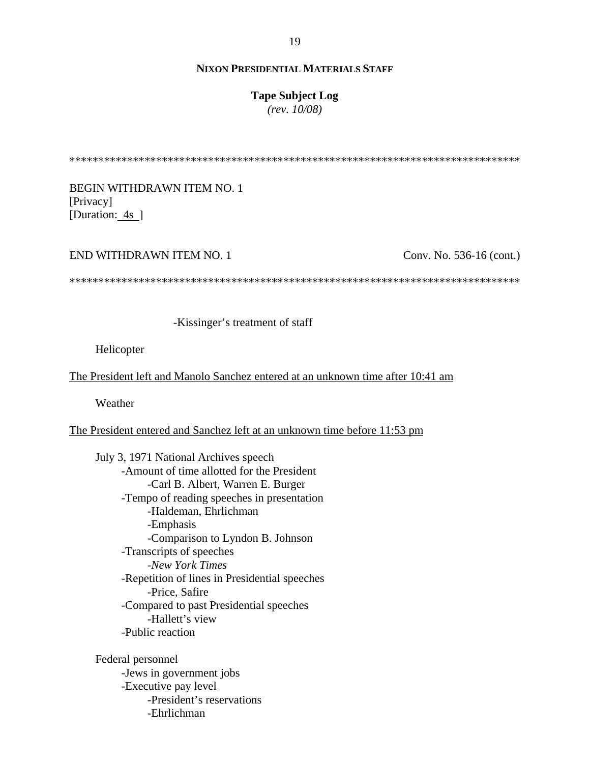**NIXON PRESIDENTIAL MATERIALS STAFF**

**Tape Subject Log**
*(rev. 10/08)*

********************************************************************************

BEGIN WITHDRAWN ITEM NO. 1
[Privacy]
[Duration: 4s ]

END WITHDRAWN ITEM NO. 1 Conv. No. 536-16 (cont.)

********************************************************************************

-Kissinger's treatment of staff

Helicopter

The President left and Manolo Sanchez entered at an unknown time after 10:41 am

Weather

The President entered and Sanchez left at an unknown time before 11:53 pm

July 3, 1971 National Archives speech
- -Amount of time allotted for the President
  - -Carl B. Albert, Warren E. Burger
- -Tempo of reading speeches in presentation
  - -Haldeman, Ehrlichman
  - -Emphasis
  - -Comparison to Lyndon B. Johnson
- -Transcripts of speeches
  - -*New York Times*
- -Repetition of lines in Presidential speeches
  - -Price, Safire
- -Compared to past Presidential speeches
  - -Hallett's view
- -Public reaction

Federal personnel
- -Jews in government jobs
- -Executive pay level
  - -President's reservations
  - -Ehrlichman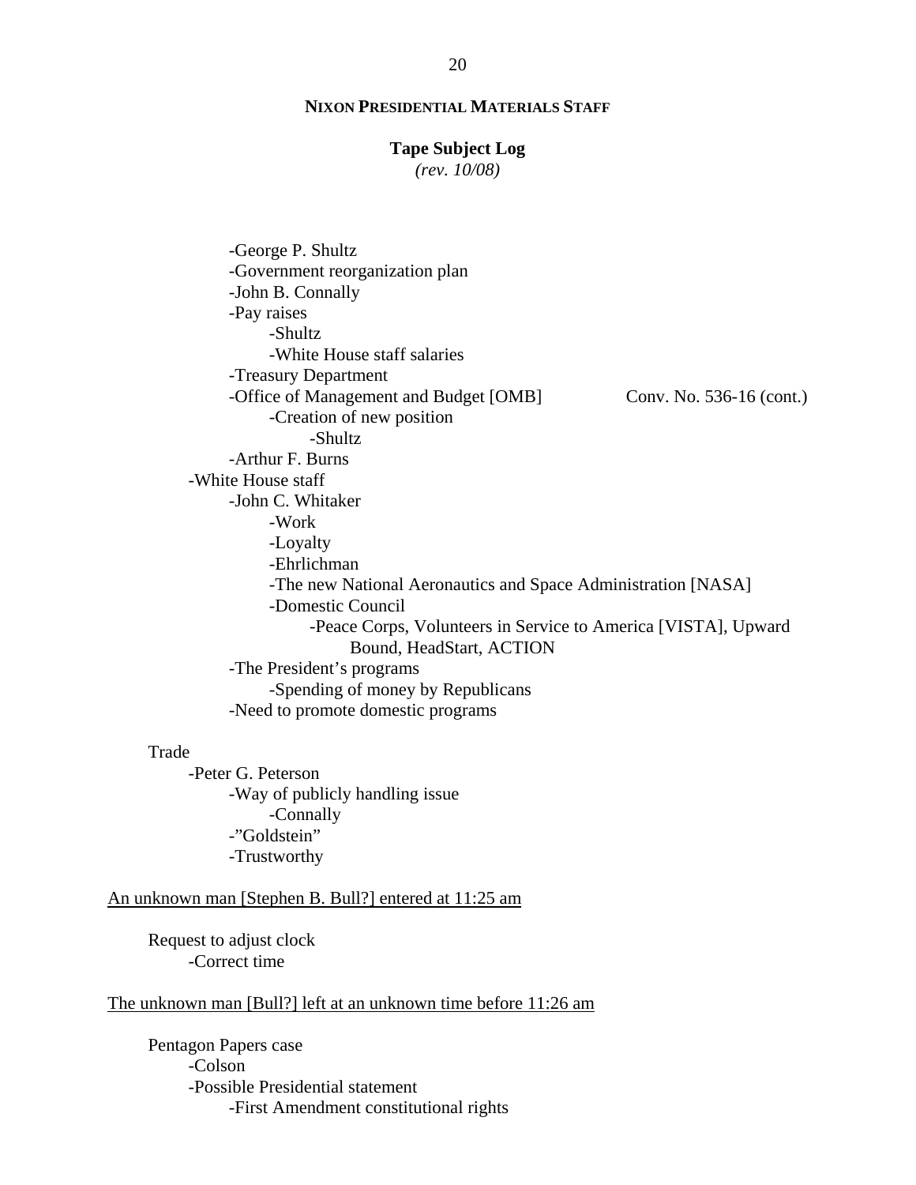**NIXON PRESIDENTIAL MATERIALS STAFF**

**Tape Subject Log**
*(rev. 10/08)*

- -George P. Shultz
- -Government reorganization plan
- -John B. Connally
- -Pay raises
  - -Shultz
  - -White House staff salaries
- -Treasury Department
- -Office of Management and Budget [OMB] — Conv. No. 536-16 (cont.)
  - -Creation of new position
    - -Shultz
- -Arthur F. Burns

-White House staff
- -John C. Whitaker
  - -Work
  - -Loyalty
  - -Ehrlichman
  - -The new National Aeronautics and Space Administration [NASA]
  - -Domestic Council
    - -Peace Corps, Volunteers in Service to America [VISTA], Upward Bound, HeadStart, ACTION
- -The President's programs
  - -Spending of money by Republicans
- -Need to promote domestic programs

Trade
- -Peter G. Peterson
  - -Way of publicly handling issue
    - -Connally
  - -"Goldstein"
  - -Trustworthy

An unknown man [Stephen B. Bull?] entered at 11:25 am

Request to adjust clock
- -Correct time

The unknown man [Bull?] left at an unknown time before 11:26 am

Pentagon Papers case
- -Colson
- -Possible Presidential statement
  - -First Amendment constitutional rights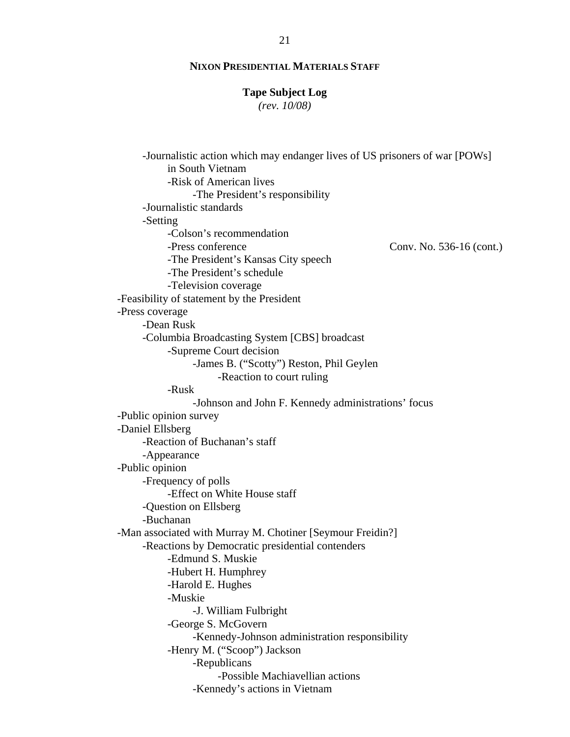**NIXON PRESIDENTIAL MATERIALS STAFF**

**Tape Subject Log**
*(rev. 10/08)*

- -Journalistic action which may endanger lives of US prisoners of war [POWs] in South Vietnam
    - -Risk of American lives
        - -The President's responsibility
- -Journalistic standards
- -Setting
    - -Colson's recommendation
    - -Press conference — Conv. No. 536-16 (cont.)
    - -The President's Kansas City speech
    - -The President's schedule
    - -Television coverage

-Feasibility of statement by the President

-Press coverage

- -Dean Rusk
- -Columbia Broadcasting System [CBS] broadcast
    - -Supreme Court decision
        - -James B. ("Scotty") Reston, Phil Geylen
            - -Reaction to court ruling
    - -Rusk
        - -Johnson and John F. Kennedy administrations' focus

-Public opinion survey

-Daniel Ellsberg

- -Reaction of Buchanan's staff
- -Appearance

-Public opinion

- -Frequency of polls
    - -Effect on White House staff
- -Question on Ellsberg
- -Buchanan

-Man associated with Murray M. Chotiner [Seymour Freidin?]

- -Reactions by Democratic presidential contenders
    - -Edmund S. Muskie
    - -Hubert H. Humphrey
    - -Harold E. Hughes
    - -Muskie
        - -J. William Fulbright
    - -George S. McGovern
        - -Kennedy-Johnson administration responsibility
    - -Henry M. ("Scoop") Jackson
        - -Republicans
            - -Possible Machiavellian actions
        - -Kennedy's actions in Vietnam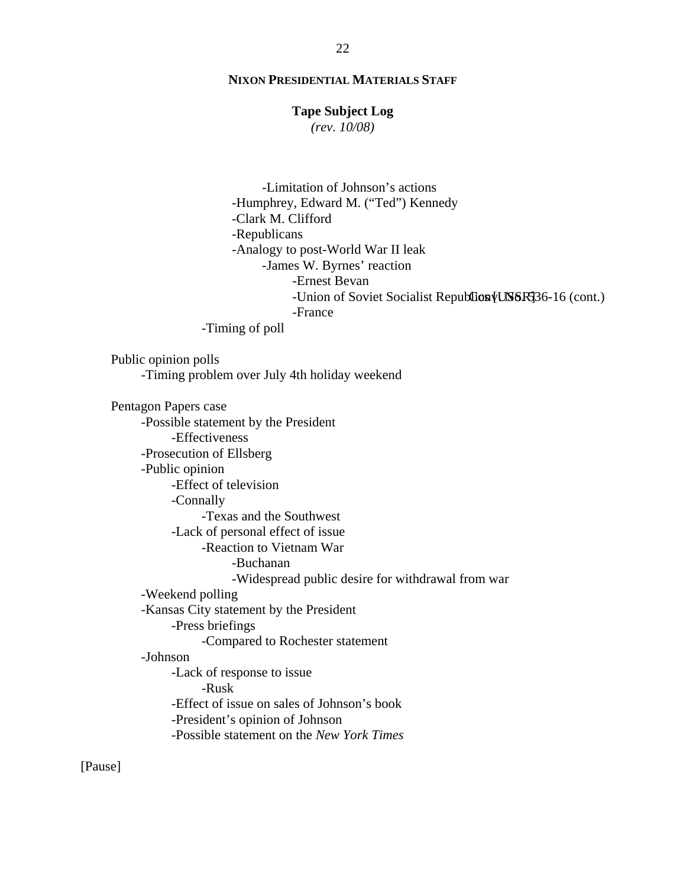- Limitation of Johnson's actions
    - Humphrey, Edward M. ("Ted") Kennedy
    - Clark M. Clifford
    - Republicans
    - Analogy to post-World War II leak
      - James W. Byrnes' reaction
        - Ernest Bevan
        - Union of Soviet Socialist Republics [USSR]
        - France
  - Timing of poll

Public opinion polls

- Timing problem over July 4th holiday weekend

Pentagon Papers case

- Possible statement by the President
  - Effectiveness
- Prosecution of Ellsberg
- Public opinion
  - Effect of television
  - Connally
    - Texas and the Southwest
  - Lack of personal effect of issue
    - Reaction to Vietnam War
      - Buchanan
      - Widespread public desire for withdrawal from war
- Weekend polling
- Kansas City statement by the President
  - Press briefings
    - Compared to Rochester statement
- Johnson
  - Lack of response to issue
    - Rusk
  - Effect of issue on sales of Johnson's book
  - President's opinion of Johnson
  - Possible statement on the *New York Times*

[Pause]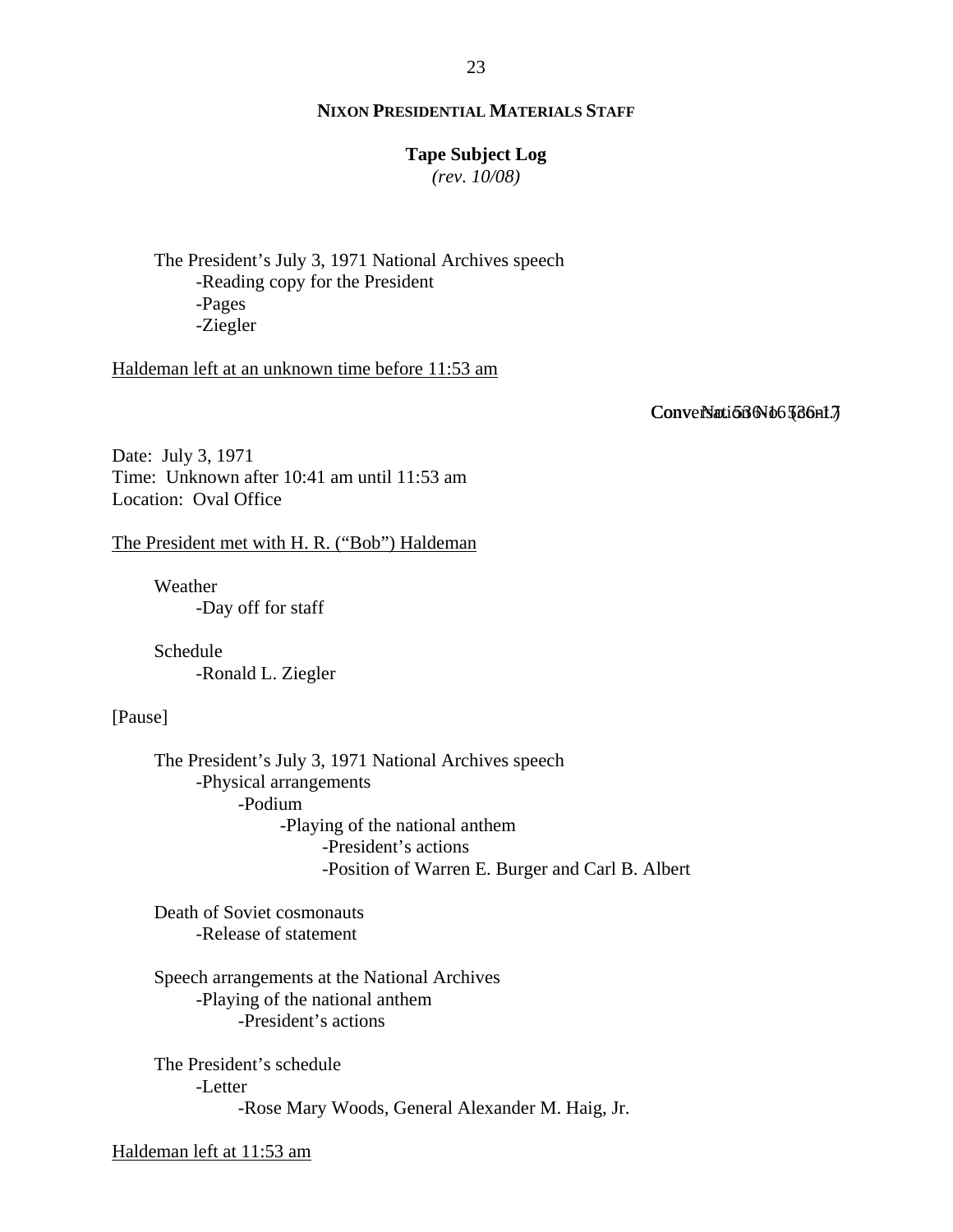The President's July 3, 1971 National Archives speech
- Reading copy for the President
- Pages
- Ziegler

Haldeman left at an unknown time before 11:53 am

Conversation No. 536-17

Date: July 3, 1971
Time: Unknown after 10:41 am until 11:53 am
Location: Oval Office

The President met with H. R. ("Bob") Haldeman

Weather
- Day off for staff

Schedule
- Ronald L. Ziegler

[Pause]

The President's July 3, 1971 National Archives speech
- Physical arrangements
  - Podium
    - Playing of the national anthem
      - President's actions
      - Position of Warren E. Burger and Carl B. Albert

Death of Soviet cosmonauts
- Release of statement

Speech arrangements at the National Archives
- Playing of the national anthem
  - President's actions

The President's schedule
- Letter
  - Rose Mary Woods, General Alexander M. Haig, Jr.

Haldeman left at 11:53 am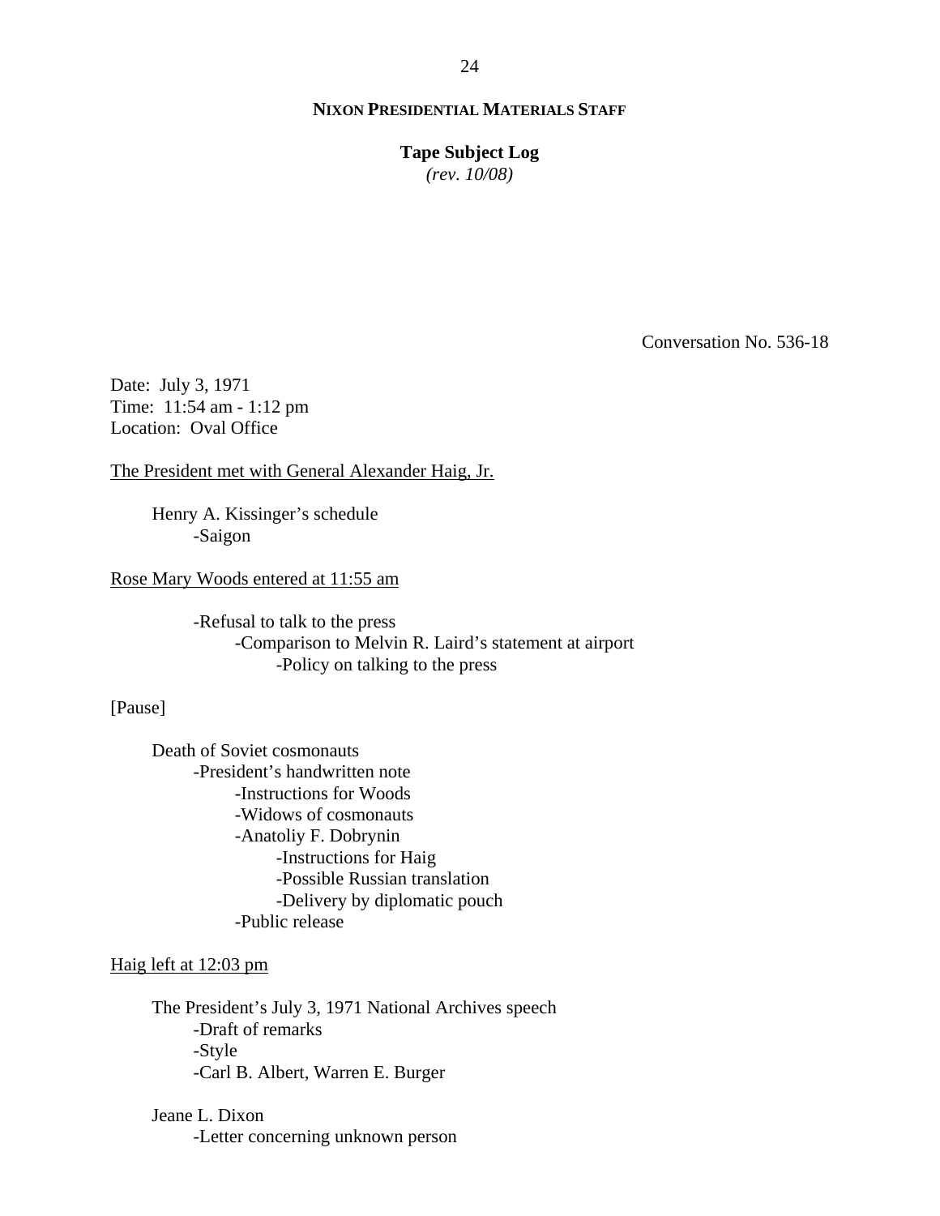**NIXON PRESIDENTIAL MATERIALS STAFF**

**Tape Subject Log**
*(rev. 10/08)*

Conversation No. 536-18

Date: July 3, 1971
Time: 11:54 am - 1:12 pm
Location: Oval Office

The President met with General Alexander Haig, Jr.

- Henry A. Kissinger's schedule
  - -Saigon

Rose Mary Woods entered at 11:55 am

- -Refusal to talk to the press
  - -Comparison to Melvin R. Laird's statement at airport
    - -Policy on talking to the press

[Pause]

- Death of Soviet cosmonauts
  - -President's handwritten note
    - -Instructions for Woods
    - -Widows of cosmonauts
    - -Anatoliy F. Dobrynin
      - -Instructions for Haig
      - -Possible Russian translation
      - -Delivery by diplomatic pouch
    - -Public release

Haig left at 12:03 pm

- The President's July 3, 1971 National Archives speech
  - -Draft of remarks
  - -Style
  - -Carl B. Albert, Warren E. Burger

- Jeane L. Dixon
  - -Letter concerning unknown person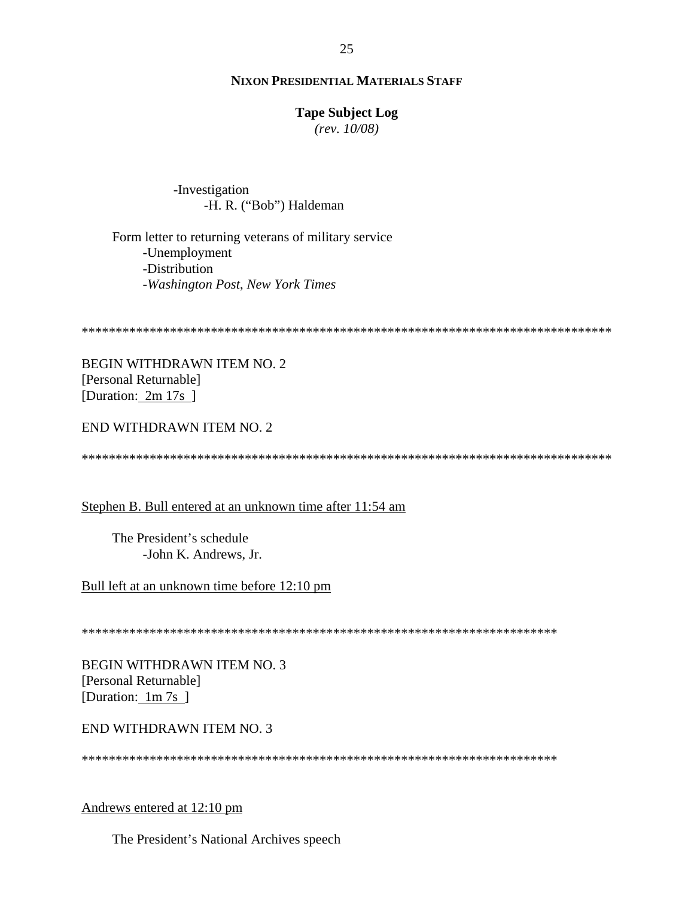-Investigation
    -H. R. ("Bob") Haldeman

Form letter to returning veterans of military service
- -Unemployment
- -Distribution
- -*Washington Post*, *New York Times*

********************************************************************************

BEGIN WITHDRAWN ITEM NO. 2
[Personal Returnable]
[Duration: 2m 17s ]

END WITHDRAWN ITEM NO. 2

********************************************************************************

<u>Stephen B. Bull entered at an unknown time after 11:54 am</u>

The President's schedule
- -John K. Andrews, Jr.

<u>Bull left at an unknown time before 12:10 pm</u>

************************************************************************

BEGIN WITHDRAWN ITEM NO. 3
[Personal Returnable]
[Duration: 1m 7s ]

END WITHDRAWN ITEM NO. 3

************************************************************************

<u>Andrews entered at 12:10 pm</u>

The President's National Archives speech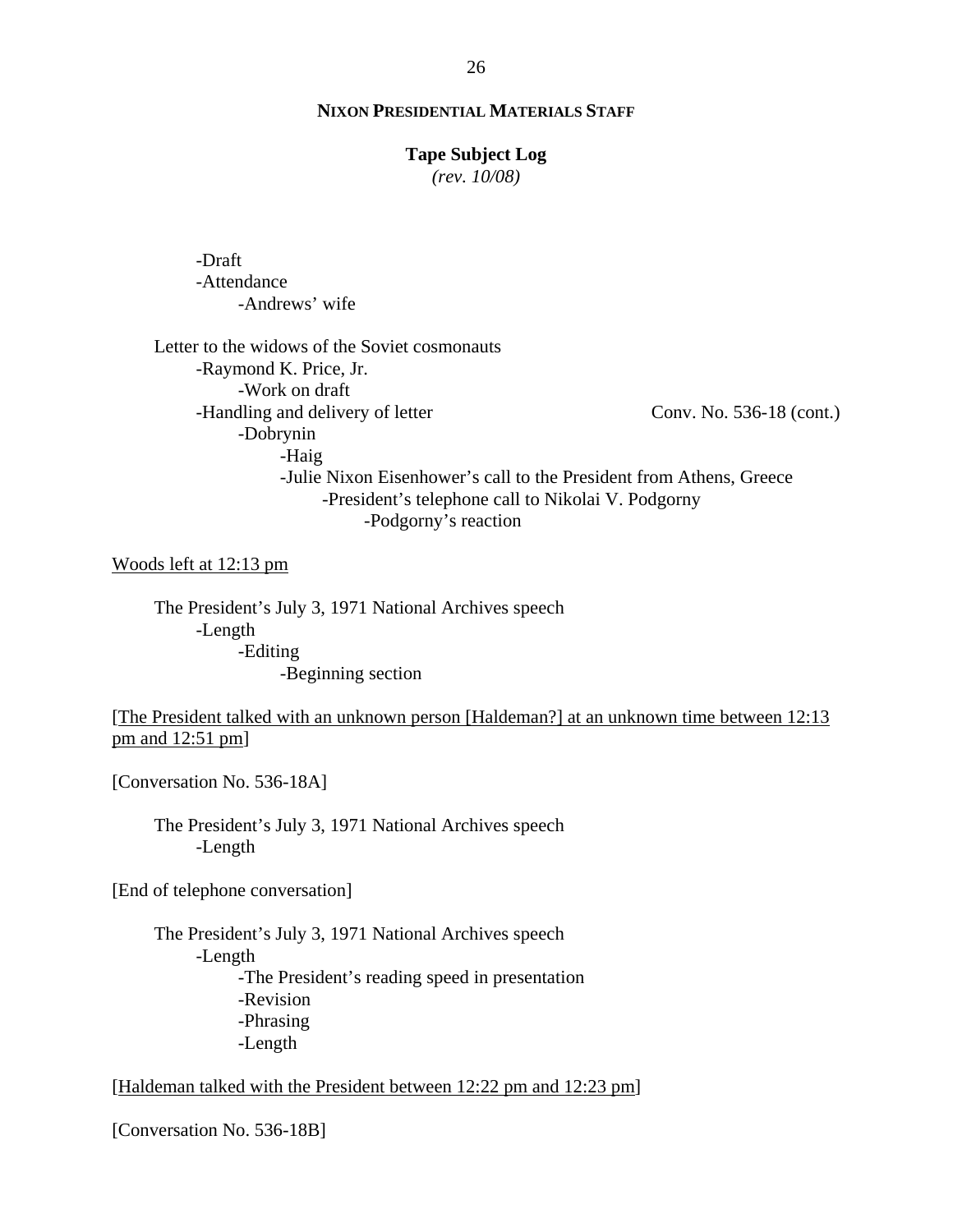-Draft
-Attendance
-Andrews' wife

Letter to the widows of the Soviet cosmonauts
-Raymond K. Price, Jr.
-Work on draft
-Handling and delivery of letter Conv. No. 536-18 (cont.)
-Dobrynin
-Haig
-Julie Nixon Eisenhower's call to the President from Athens, Greece
-President's telephone call to Nikolai V. Podgorny
-Podgorny's reaction

<u>Woods left at 12:13 pm</u>

The President's July 3, 1971 National Archives speech
-Length
-Editing
-Beginning section

[<u>The President talked with an unknown person [Haldeman?] at an unknown time between 12:13 pm and 12:51 pm</u>]

[Conversation No. 536-18A]

The President's July 3, 1971 National Archives speech
-Length

[End of telephone conversation]

The President's July 3, 1971 National Archives speech
-Length
-The President's reading speed in presentation
-Revision
-Phrasing
-Length

[<u>Haldeman talked with the President between 12:22 pm and 12:23 pm</u>]

[Conversation No. 536-18B]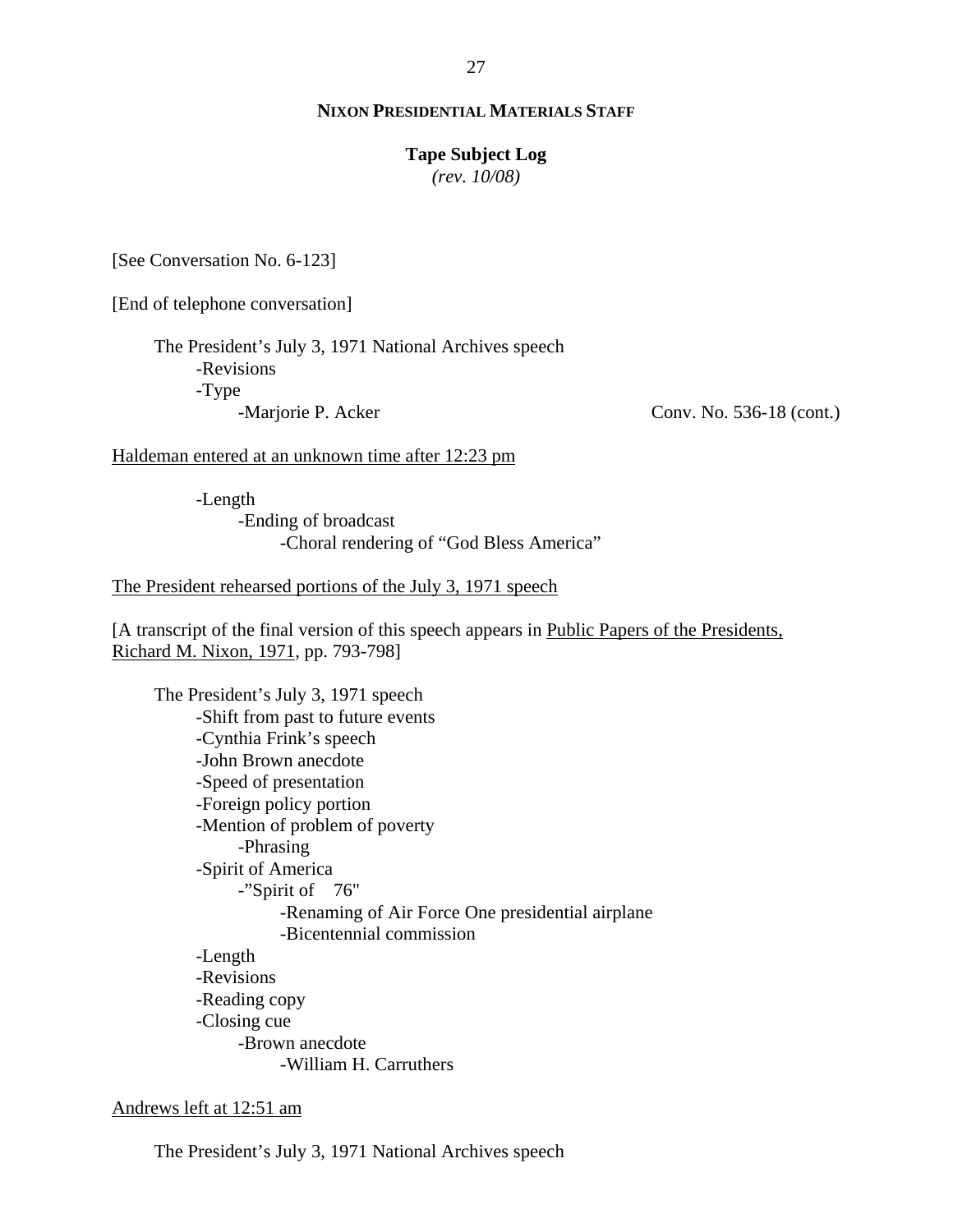**NIXON PRESIDENTIAL MATERIALS STAFF**

**Tape Subject Log**
*(rev. 10/08)*

[See Conversation No. 6-123]

[End of telephone conversation]

The President's July 3, 1971 National Archives speech
- -Revisions
- -Type
  - -Marjorie P. Acker — Conv. No. 536-18 (cont.)

<u>Haldeman entered at an unknown time after 12:23 pm</u>

- -Length
  - -Ending of broadcast
    - -Choral rendering of "God Bless America"

<u>The President rehearsed portions of the July 3, 1971 speech</u>

[A transcript of the final version of this speech appears in <u>Public Papers of the Presidents, Richard M. Nixon, 1971</u>, pp. 793-798]

The President's July 3, 1971 speech
- -Shift from past to future events
- -Cynthia Frink's speech
- -John Brown anecdote
- -Speed of presentation
- -Foreign policy portion
- -Mention of problem of poverty
  - -Phrasing
- -Spirit of America
  - -"Spirit of 76"
    - -Renaming of Air Force One presidential airplane
    - -Bicentennial commission
- -Length
- -Revisions
- -Reading copy
- -Closing cue
  - -Brown anecdote
    - -William H. Carruthers

<u>Andrews left at 12:51 am</u>

The President's July 3, 1971 National Archives speech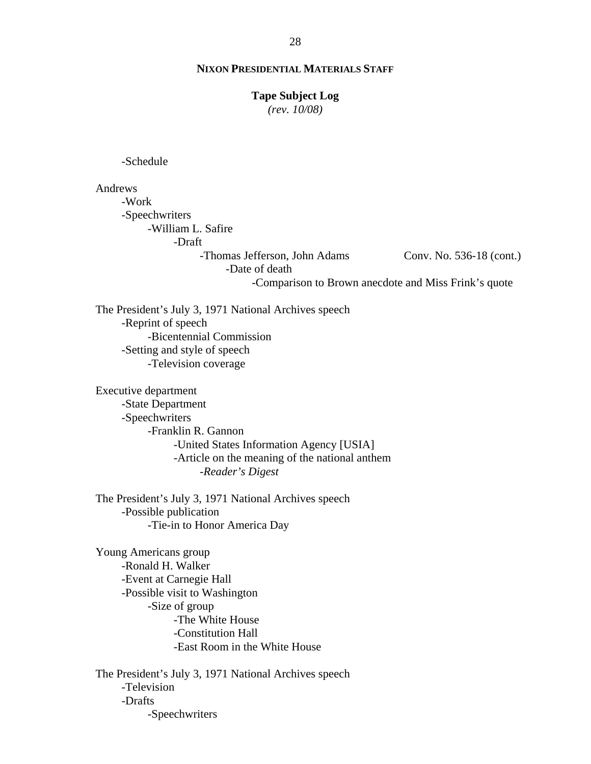-Schedule

Andrews
- -Work
- -Speechwriters
    - -William L. Safire
        - -Draft
            - -Thomas Jefferson, John Adams — Conv. No. 536-18 (cont.)
                - -Date of death
                    - -Comparison to Brown anecdote and Miss Frink's quote

The President's July 3, 1971 National Archives speech
- -Reprint of speech
    - -Bicentennial Commission
- -Setting and style of speech
    - -Television coverage

Executive department
- -State Department
- -Speechwriters
    - -Franklin R. Gannon
        - -United States Information Agency [USIA]
        - -Article on the meaning of the national anthem
            - -*Reader's Digest*

The President's July 3, 1971 National Archives speech
- -Possible publication
    - -Tie-in to Honor America Day

Young Americans group
- -Ronald H. Walker
- -Event at Carnegie Hall
- -Possible visit to Washington
    - -Size of group
        - -The White House
        - -Constitution Hall
        - -East Room in the White House

The President's July 3, 1971 National Archives speech
- -Television
- -Drafts
    - -Speechwriters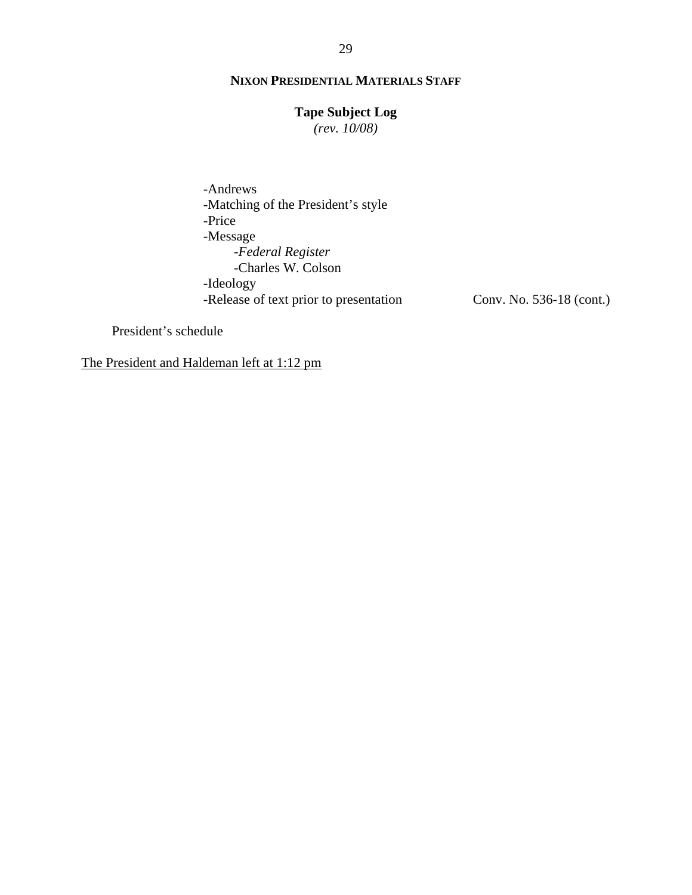**NIXON PRESIDENTIAL MATERIALS STAFF**

**Tape Subject Log**
*(rev. 10/08)*

-Andrews
-Matching of the President's style
-Price
-Message
    -*Federal Register*
    -Charles W. Colson
-Ideology
-Release of text prior to presentation    Conv. No. 536-18 (cont.)

President's schedule

<u>The President and Haldeman left at 1:12 pm</u>